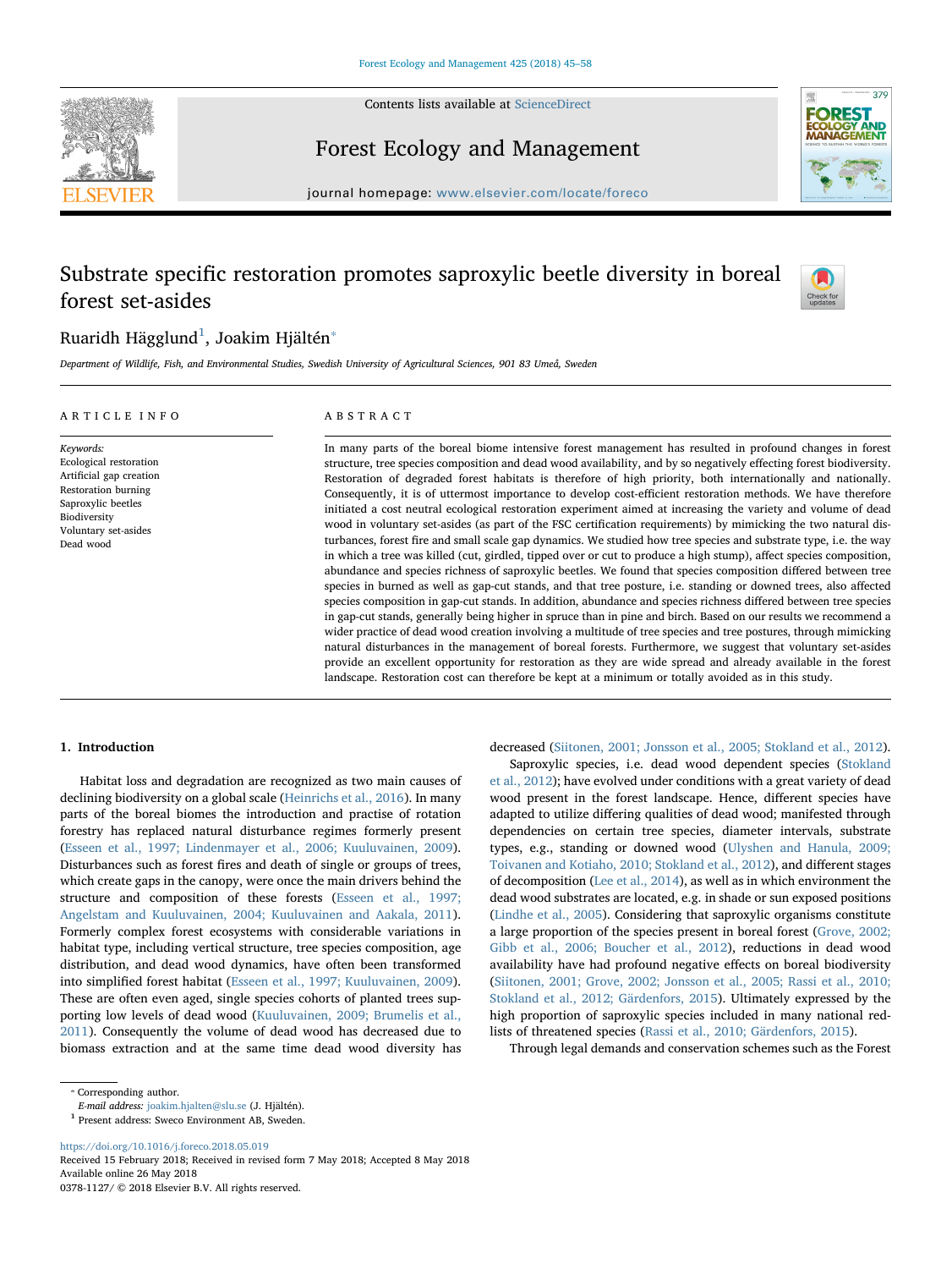# Substrate specific restoration promotes saproxylic beetle diversity in boreal forest set-asides

Ruaridh Hägglund[1], Joakim Hjältén*

*Department of Wildlife, Fish, and Environmental Studies, Swedish University of Agricultural Sciences, 901 83 Umeå, Sweden*

## ARTICLE INFO

*Keywords:*
Ecological restoration
Artificial gap creation
Restoration burning
Saproxylic beetles
Biodiversity
Voluntary set-asides
Dead wood

## ABSTRACT

In many parts of the boreal biome intensive forest management has resulted in profound changes in forest structure, tree species composition and dead wood availability, and by so negatively effecting forest biodiversity. Restoration of degraded forest habitats is therefore of high priority, both internationally and nationally. Consequently, it is of uttermost importance to develop cost-efficient restoration methods. We have therefore initiated a cost neutral ecological restoration experiment aimed at increasing the variety and volume of dead wood in voluntary set-asides (as part of the FSC certification requirements) by mimicking the two natural disturbances, forest fire and small scale gap dynamics. We studied how tree species and substrate type, i.e. the way in which a tree was killed (cut, girdled, tipped over or cut to produce a high stump), affect species composition, abundance and species richness of saproxylic beetles. We found that species composition differed between tree species in burned as well as gap-cut stands, and that tree posture, i.e. standing or downed trees, also affected species composition in gap-cut stands. In addition, abundance and species richness differed between tree species in gap-cut stands, generally being higher in spruce than in pine and birch. Based on our results we recommend a wider practice of dead wood creation involving a multitude of tree species and tree postures, through mimicking natural disturbances in the management of boreal forests. Furthermore, we suggest that voluntary set-asides provide an excellent opportunity for restoration as they are wide spread and already available in the forest landscape. Restoration cost can therefore be kept at a minimum or totally avoided as in this study.

## 1. Introduction

Habitat loss and degradation are recognized as two main causes of declining biodiversity on a global scale (Heinrichs et al., 2016). In many parts of the boreal biomes the introduction and practise of rotation forestry has replaced natural disturbance regimes formerly present (Esseen et al., 1997; Lindenmayer et al., 2006; Kuuluvainen, 2009). Disturbances such as forest fires and death of single or groups of trees, which create gaps in the canopy, were once the main drivers behind the structure and composition of these forests (Esseen et al., 1997; Angelstam and Kuuluvainen, 2004; Kuuluvainen and Aakala, 2011). Formerly complex forest ecosystems with considerable variations in habitat type, including vertical structure, tree species composition, age distribution, and dead wood dynamics, have often been transformed into simplified forest habitat (Esseen et al., 1997; Kuuluvainen, 2009). These are often even aged, single species cohorts of planted trees supporting low levels of dead wood (Kuuluvainen, 2009; Brumelis et al., 2011). Consequently the volume of dead wood has decreased due to biomass extraction and at the same time dead wood diversity has decreased (Siitonen, 2001; Jonsson et al., 2005; Stokland et al., 2012).

Saproxylic species, i.e. dead wood dependent species (Stokland et al., 2012); have evolved under conditions with a great variety of dead wood present in the forest landscape. Hence, different species have adapted to utilize differing qualities of dead wood; manifested through dependencies on certain tree species, diameter intervals, substrate types, e.g., standing or downed wood (Ulyshen and Hanula, 2009; Toivanen and Kotiaho, 2010; Stokland et al., 2012), and different stages of decomposition (Lee et al., 2014), as well as in which environment the dead wood substrates are located, e.g. in shade or sun exposed positions (Lindhe et al., 2005). Considering that saproxylic organisms constitute a large proportion of the species present in boreal forest (Grove, 2002; Gibb et al., 2006; Boucher et al., 2012), reductions in dead wood availability have had profound negative effects on boreal biodiversity (Siitonen, 2001; Grove, 2002; Jonsson et al., 2005; Rassi et al., 2010; Stokland et al., 2012; Gärdenfors, 2015). Ultimately expressed by the high proportion of saproxylic species included in many national red-lists of threatened species (Rassi et al., 2010; Gärdenfors, 2015).

Through legal demands and conservation schemes such as the Forest

---

* Corresponding author.
*E-mail address:* joakim.hjalten@slu.se (J. Hjältén).
[1] Present address: Sweco Environment AB, Sweden.

https://doi.org/10.1016/j.foreco.2018.05.019
Received 15 February 2018; Received in revised form 7 May 2018; Accepted 8 May 2018
Available online 26 May 2018
0378-1127/ © 2018 Elsevier B.V. All rights reserved.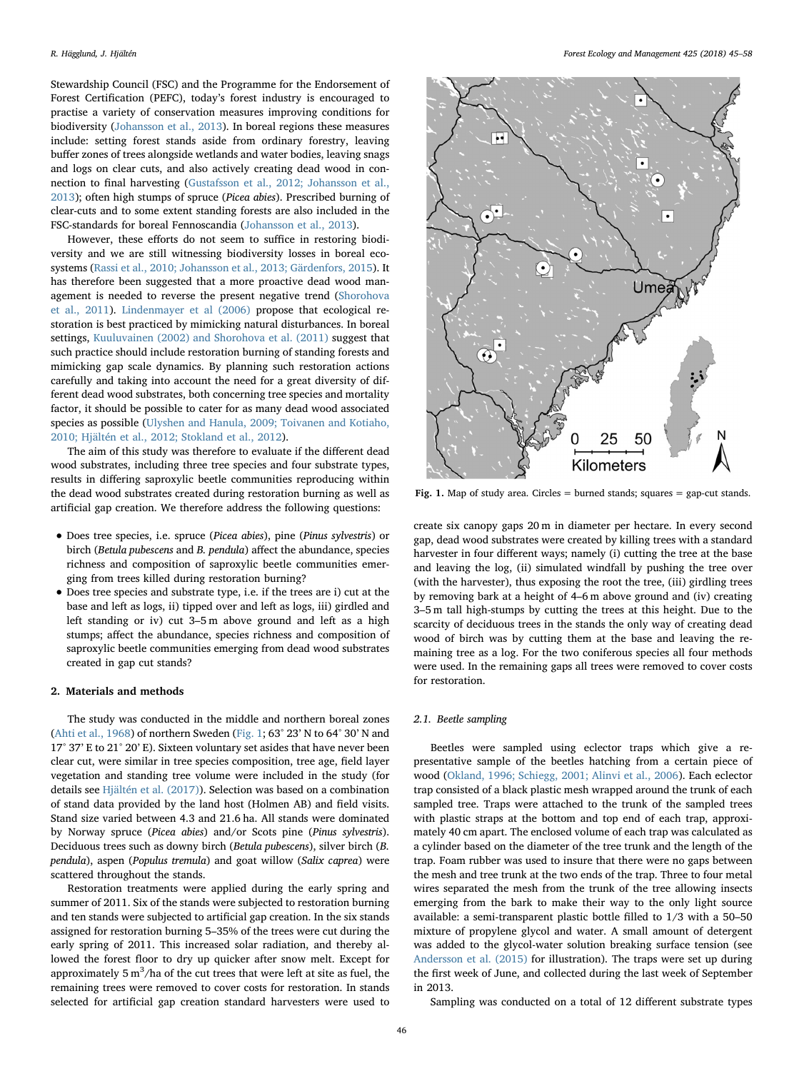Stewardship Council (FSC) and the Programme for the Endorsement of Forest Certification (PEFC), today's forest industry is encouraged to practise a variety of conservation measures improving conditions for biodiversity (Johansson et al., 2013). In boreal regions these measures include: setting forest stands aside from ordinary forestry, leaving buffer zones of trees alongside wetlands and water bodies, leaving snags and logs on clear cuts, and also actively creating dead wood in connection to final harvesting (Gustafsson et al., 2012; Johansson et al., 2013); often high stumps of spruce (*Picea abies*). Prescribed burning of clear-cuts and to some extent standing forests are also included in the FSC-standards for boreal Fennoscandia (Johansson et al., 2013).

However, these efforts do not seem to suffice in restoring biodiversity and we are still witnessing biodiversity losses in boreal ecosystems (Rassi et al., 2010; Johansson et al., 2013; Gärdenfors, 2015). It has therefore been suggested that a more proactive dead wood management is needed to reverse the present negative trend (Shorohova et al., 2011). Lindenmayer et al (2006) propose that ecological restoration is best practiced by mimicking natural disturbances. In boreal settings, Kuuluvainen (2002) and Shorohova et al. (2011) suggest that such practice should include restoration burning of standing forests and mimicking gap scale dynamics. By planning such restoration actions carefully and taking into account the need for a great diversity of different dead wood substrates, both concerning tree species and mortality factor, it should be possible to cater for as many dead wood associated species as possible (Ulyshen and Hanula, 2009; Toivanen and Kotiaho, 2010; Hjältén et al., 2012; Stokland et al., 2012).

The aim of this study was therefore to evaluate if the different dead wood substrates, including three tree species and four substrate types, results in differing saproxylic beetle communities reproducing within the dead wood substrates created during restoration burning as well as artificial gap creation. We therefore address the following questions:

- Does tree species, i.e. spruce (*Picea abies*), pine (*Pinus sylvestris*) or birch (*Betula pubescens* and *B. pendula*) affect the abundance, species richness and composition of saproxylic beetle communities emerging from trees killed during restoration burning?
- Does tree species and substrate type, i.e. if the trees are i) cut at the base and left as logs, ii) tipped over and left as logs, iii) girdled and left standing or iv) cut 3–5 m above ground and left as a high stumps; affect the abundance, species richness and composition of saproxylic beetle communities emerging from dead wood substrates created in gap cut stands?

## 2. Materials and methods

The study was conducted in the middle and northern boreal zones (Ahti et al., 1968) of northern Sweden (Fig. 1; 63° 23' N to 64° 30' N and 17° 37' E to 21° 20' E). Sixteen voluntary set asides that have never been clear cut, were similar in tree species composition, tree age, field layer vegetation and standing tree volume were included in the study (for details see Hjältén et al. (2017)). Selection was based on a combination of stand data provided by the land host (Holmen AB) and field visits. Stand size varied between 4.3 and 21.6 ha. All stands were dominated by Norway spruce (*Picea abies*) and/or Scots pine (*Pinus sylvestris*). Deciduous trees such as downy birch (*Betula pubescens*), silver birch (*B. pendula*), aspen (*Populus tremula*) and goat willow (*Salix caprea*) were scattered throughout the stands.

Restoration treatments were applied during the early spring and summer of 2011. Six of the stands were subjected to restoration burning and ten stands were subjected to artificial gap creation. In the six stands assigned for restoration burning 5–35% of the trees were cut during the early spring of 2011. This increased solar radiation, and thereby allowed the forest floor to dry up quicker after snow melt. Except for approximately 5 $m^3$/ha of the cut trees that were left at site as fuel, the remaining trees were removed to cover costs for restoration. In stands selected for artificial gap creation standard harvesters were used to create six canopy gaps 20 m in diameter per hectare. In every second gap, dead wood substrates were created by killing trees with a standard harvester in four different ways; namely (i) cutting the tree at the base and leaving the log, (ii) simulated windfall by pushing the tree over (with the harvester), thus exposing the root the tree, (iii) girdling trees by removing bark at a height of 4–6 m above ground and (iv) creating 3–5 m tall high-stumps by cutting the trees at this height. Due to the scarcity of deciduous trees in the stands the only way of creating dead wood of birch was by cutting them at the base and leaving the remaining tree as a log. For the two coniferous species all four methods were used. In the remaining gaps all trees were removed to cover costs for restoration.

Fig. 1. Map of study area. Circles = burned stands; squares = gap-cut stands.

### 2.1. Beetle sampling

Beetles were sampled using eclector traps which give a representative sample of the beetles hatching from a certain piece of wood (Okland, 1996; Schiegg, 2001; Alinvi et al., 2006). Each eclector trap consisted of a black plastic mesh wrapped around the trunk of each sampled tree. Traps were attached to the trunk of the sampled trees with plastic straps at the bottom and top end of each trap, approximately 40 cm apart. The enclosed volume of each trap was calculated as a cylinder based on the diameter of the tree trunk and the length of the trap. Foam rubber was used to insure that there were no gaps between the mesh and tree trunk at the two ends of the trap. Three to four metal wires separated the mesh from the trunk of the tree allowing insects emerging from the bark to make their way to the only light source available: a semi-transparent plastic bottle filled to 1/3 with a 50–50 mixture of propylene glycol and water. A small amount of detergent was added to the glycol-water solution breaking surface tension (see Andersson et al. (2015) for illustration). The traps were set up during the first week of June, and collected during the last week of September in 2013.

Sampling was conducted on a total of 12 different substrate types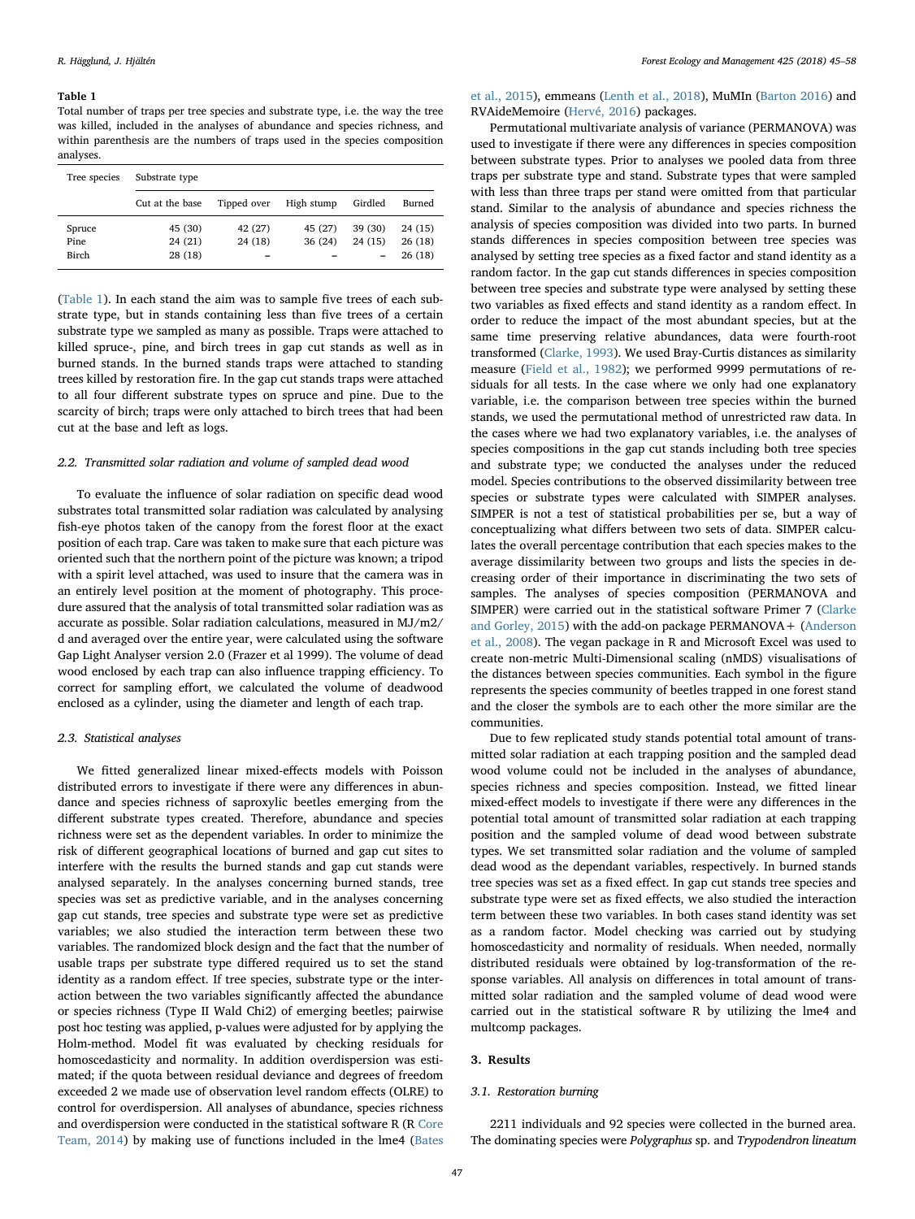**Table 1**
Total number of traps per tree species and substrate type, i.e. the way the tree was killed, included in the analyses of abundance and species richness, and within parenthesis are the numbers of traps used in the species composition analyses.

| Tree species | Substrate type | | | | |
|---|---|---|---|---|---|
| | Cut at the base | Tipped over | High stump | Girdled | Burned |
| Spruce | 45 (30) | 42 (27) | 45 (27) | 39 (30) | 24 (15) |
| Pine | 24 (21) | 24 (18) | 36 (24) | 24 (15) | 26 (18) |
| Birch | 28 (18) | – | – | – | 26 (18) |

(Table 1). In each stand the aim was to sample five trees of each substrate type, but in stands containing less than five trees of a certain substrate type we sampled as many as possible. Traps were attached to killed spruce-, pine, and birch trees in gap cut stands as well as in burned stands. In the burned stands traps were attached to standing trees killed by restoration fire. In the gap cut stands traps were attached to all four different substrate types on spruce and pine. Due to the scarcity of birch; traps were only attached to birch trees that had been cut at the base and left as logs.

### 2.2. Transmitted solar radiation and volume of sampled dead wood

To evaluate the influence of solar radiation on specific dead wood substrates total transmitted solar radiation was calculated by analysing fish-eye photos taken of the canopy from the forest floor at the exact position of each trap. Care was taken to make sure that each picture was oriented such that the northern point of the picture was known; a tripod with a spirit level attached, was used to insure that the camera was in an entirely level position at the moment of photography. This procedure assured that the analysis of total transmitted solar radiation was as accurate as possible. Solar radiation calculations, measured in MJ/m2/d and averaged over the entire year, were calculated using the software Gap Light Analyser version 2.0 (Frazer et al 1999). The volume of dead wood enclosed by each trap can also influence trapping efficiency. To correct for sampling effort, we calculated the volume of deadwood enclosed as a cylinder, using the diameter and length of each trap.

### 2.3. Statistical analyses

We fitted generalized linear mixed-effects models with Poisson distributed errors to investigate if there were any differences in abundance and species richness of saproxylic beetles emerging from the different substrate types created. Therefore, abundance and species richness were set as the dependent variables. In order to minimize the risk of different geographical locations of burned and gap cut sites to interfere with the results the burned stands and gap cut stands were analysed separately. In the analyses concerning burned stands, tree species was set as predictive variable, and in the analyses concerning gap cut stands, tree species and substrate type were set as predictive variables; we also studied the interaction term between these two variables. The randomized block design and the fact that the number of usable traps per substrate type differed required us to set the stand identity as a random effect. If tree species, substrate type or the interaction between the two variables significantly affected the abundance or species richness (Type II Wald Chi2) of emerging beetles; pairwise post hoc testing was applied, p-values were adjusted for by applying the Holm-method. Model fit was evaluated by checking residuals for homoscedasticity and normality. In addition overdispersion was estimated; if the quota between residual deviance and degrees of freedom exceeded 2 we made use of observation level random effects (OLRE) to control for overdispersion. All analyses of abundance, species richness and overdispersion were conducted in the statistical software R (R Core Team, 2014) by making use of functions included in the lme4 (Bates et al., 2015), emmeans (Lenth et al., 2018), MuMIn (Barton 2016) and RVAideMemoire (Hervé, 2016) packages.

Permutational multivariate analysis of variance (PERMANOVA) was used to investigate if there were any differences in species composition between substrate types. Prior to analyses we pooled data from three traps per substrate type and stand. Substrate types that were sampled with less than three traps per stand were omitted from that particular stand. Similar to the analysis of abundance and species richness the analysis of species composition was divided into two parts. In burned stands differences in species composition between tree species was analysed by setting tree species as a fixed factor and stand identity as a random factor. In the gap cut stands differences in species composition between tree species and substrate type were analysed by setting these two variables as fixed effects and stand identity as a random effect. In order to reduce the impact of the most abundant species, but at the same time preserving relative abundances, data were fourth-root transformed (Clarke, 1993). We used Bray-Curtis distances as similarity measure (Field et al., 1982); we performed 9999 permutations of residuals for all tests. In the case where we only had one explanatory variable, i.e. the comparison between tree species within the burned stands, we used the permutational method of unrestricted raw data. In the cases where we had two explanatory variables, i.e. the analyses of species compositions in the gap cut stands including both tree species and substrate type; we conducted the analyses under the reduced model. Species contributions to the observed dissimilarity between tree species or substrate types were calculated with SIMPER analyses. SIMPER is not a test of statistical probabilities per se, but a way of conceptualizing what differs between two sets of data. SIMPER calculates the overall percentage contribution that each species makes to the average dissimilarity between two groups and lists the species in decreasing order of their importance in discriminating the two sets of samples. The analyses of species composition (PERMANOVA and SIMPER) were carried out in the statistical software Primer 7 (Clarke and Gorley, 2015) with the add-on package PERMANOVA+ (Anderson et al., 2008). The vegan package in R and Microsoft Excel was used to create non-metric Multi-Dimensional scaling (nMDS) visualisations of the distances between species communities. Each symbol in the figure represents the species community of beetles trapped in one forest stand and the closer the symbols are to each other the more similar are the communities.

Due to few replicated study stands potential total amount of transmitted solar radiation at each trapping position and the sampled dead wood volume could not be included in the analyses of abundance, species richness and species composition. Instead, we fitted linear mixed-effect models to investigate if there were any differences in the potential total amount of transmitted solar radiation at each trapping position and the sampled volume of dead wood between substrate types. We set transmitted solar radiation and the volume of sampled dead wood as the dependant variables, respectively. In burned stands tree species was set as a fixed effect. In gap cut stands tree species and substrate type were set as fixed effects, we also studied the interaction term between these two variables. In both cases stand identity was set as a random factor. Model checking was carried out by studying homoscedasticity and normality of residuals. When needed, normally distributed residuals were obtained by log-transformation of the response variables. All analysis on differences in total amount of transmitted solar radiation and the sampled volume of dead wood were carried out in the statistical software R by utilizing the lme4 and multcomp packages.

## 3. Results

### 3.1. Restoration burning

2211 individuals and 92 species were collected in the burned area. The dominating species were *Polygraphus* sp. and *Trypodendron lineatum*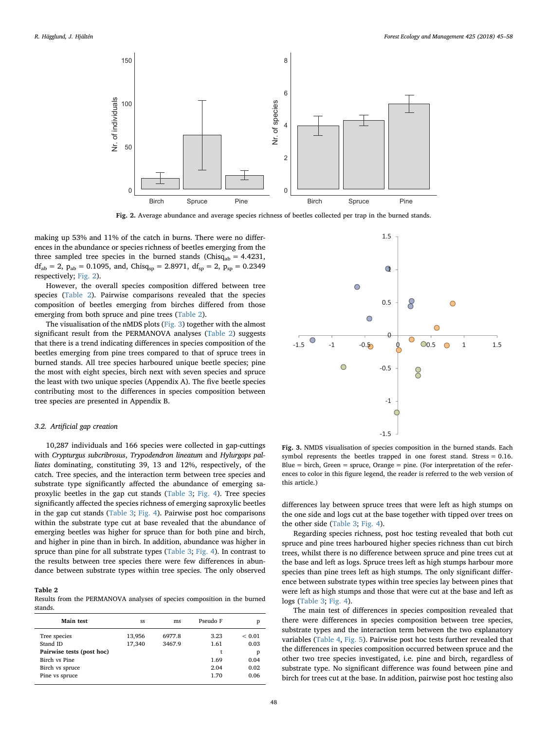Fig. 2. Average abundance and average species richness of beetles collected per trap in the burned stands.

making up 53% and 11% of the catch in burns. There were no differences in the abundance or species richness of beetles emerging from the three sampled tree species in the burned stands ($Chisq_{ab} = 4.4231$, $df_{ab} = 2$, $p_{ab} = 0.1095$, and, $Chisq_{sp} = 2.8971$, $df_{sp} = 2$, $p_{sp} = 0.2349$ respectively; Fig. 2).

However, the overall species composition differed between tree species (Table 2). Pairwise comparisons revealed that the species composition of beetles emerging from birches differed from those emerging from both spruce and pine trees (Table 2).

The visualisation of the nMDS plots (Fig. 3) together with the almost significant result from the PERMANOVA analyses (Table 2) suggests that there is a trend indicating differences in species composition of the beetles emerging from pine trees compared to that of spruce trees in burned stands. All tree species harboured unique beetle species; pine the most with eight species, birch next with seven species and spruce the least with two unique species (Appendix A). The five beetle species contributing most to the differences in species composition between tree species are presented in Appendix B.

### 3.2. Artificial gap creation

10,287 individuals and 166 species were collected in gap-cuttings with *Crypturgus subcribrosus*, *Trypodendron lineatum* and *Hylurgops palliates* dominating, constituting 39, 13 and 12%, respectively, of the catch. Tree species, and the interaction term between tree species and substrate type significantly affected the abundance of emerging saproxylic beetles in the gap cut stands (Table 3; Fig. 4). Tree species significantly affected the species richness of emerging saproxylic beetles in the gap cut stands (Table 3; Fig. 4). Pairwise post hoc comparisons within the substrate type cut at base revealed that the abundance of emerging beetles was higher for spruce than for both pine and birch, and higher in pine than in birch. In addition, abundance was higher in spruce than pine for all substrate types (Table 3; Fig. 4). In contrast to the results between tree species there were few differences in abundance between substrate types within tree species. The only observed differences lay between spruce trees that were left as high stumps on the one side and logs cut at the base together with tipped over trees on the other side (Table 3; Fig. 4).

Regarding species richness, post hoc testing revealed that both cut spruce and pine trees harboured higher species richness than cut birch trees, whilst there is no difference between spruce and pine trees cut at the base and left as logs. Spruce trees left as high stumps harbour more species than pine trees left as high stumps. The only significant difference between substrate types within tree species lay between pines that were left as high stumps and those that were cut at the base and left as logs (Table 3; Fig. 4).

The main test of differences in species composition revealed that there were differences in species composition between tree species, substrate types and the interaction term between the two explanatory variables (Table 4, Fig. 5). Pairwise post hoc tests further revealed that the differences in species composition occurred between spruce and the other two tree species investigated, i.e. pine and birch, regardless of substrate type. No significant difference was found between pine and birch for trees cut at the base. In addition, pairwise post hoc testing also

Fig. 3. NMDS visualisation of species composition in the burned stands. Each symbol represents the beetles trapped in one forest stand. Stress = 0.16. Blue = birch, Green = spruce, Orange = pine. (For interpretation of the references to color in this figure legend, the reader is referred to the web version of this article.)

**Table 2**
Results from the PERMANOVA analyses of species composition in the burned stands.

| Main test | ss | ms | Pseudo F | p |
|---|---|---|---|---|
| Tree species | 13,956 | 6977.8 | 3.23 | < 0.01 |
| Stand ID | 17,340 | 3467.9 | 1.61 | 0.03 |
| **Pairwise tests (post hoc)** | | | t | p |
| Birch vs Pine | | | 1.69 | 0.04 |
| Birch vs spruce | | | 2.04 | 0.02 |
| Pine vs spruce | | | 1.70 | 0.06 |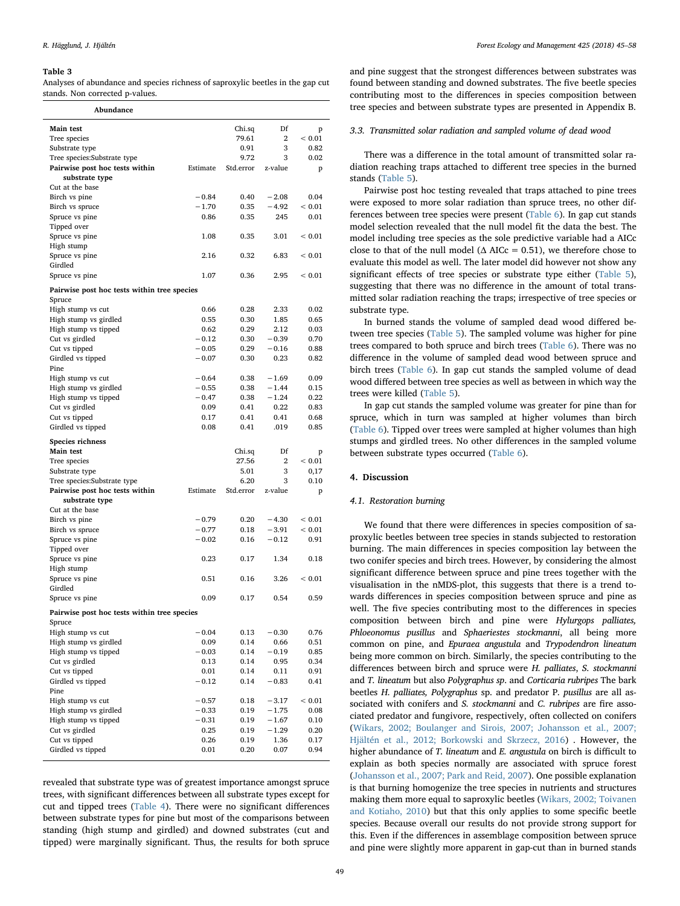**Table 3**
Analyses of abundance and species richness of saproxylic beetles in the gap cut stands. Non corrected p-values.

| **Abundance** | | | | |
|---|---|---|---|---|
| **Main test** | | Chi.sq | Df | p |
| Tree species | | 79.61 | 2 | < 0.01 |
| Substrate type | | 0.91 | 3 | 0.82 |
| Tree species:Substrate type | | 9.72 | 3 | 0.02 |
| **Pairwise post hoc tests within substrate type** | Estimate | Std.error | z-value | p |
| Cut at the base | | | | |
| Birch vs pine | −0.84 | 0.40 | −2.08 | 0.04 |
| Birch vs spruce | −1.70 | 0.35 | −4.92 | < 0.01 |
| Spruce vs pine | 0.86 | 0.35 | 245 | 0.01 |
| Tipped over | | | | |
| Spruce vs pine | 1.08 | 0.35 | 3.01 | < 0.01 |
| High stump | | | | |
| Spruce vs pine | 2.16 | 0.32 | 6.83 | < 0.01 |
| Girdled | | | | |
| Spruce vs pine | 1.07 | 0.36 | 2.95 | < 0.01 |
| **Pairwise post hoc tests within tree species** | | | | |
| Spruce | | | | |
| High stump vs cut | 0.66 | 0.28 | 2.33 | 0.02 |
| High stump vs girdled | 0.55 | 0.30 | 1.85 | 0.65 |
| High stump vs tipped | 0.62 | 0.29 | 2.12 | 0.03 |
| Cut vs girdled | −0.12 | 0.30 | −0.39 | 0.70 |
| Cut vs tipped | −0.05 | 0.29 | −0.16 | 0.88 |
| Girdled vs tipped | −0.07 | 0.30 | 0.23 | 0.82 |
| Pine | | | | |
| High stump vs cut | −0.64 | 0.38 | −1.69 | 0.09 |
| High stump vs girdled | −0.55 | 0.38 | −1.44 | 0.15 |
| High stump vs tipped | −0.47 | 0.38 | −1.24 | 0.22 |
| Cut vs girdled | 0.09 | 0.41 | 0.22 | 0.83 |
| Cut vs tipped | 0.17 | 0.41 | 0.41 | 0.68 |
| Girdled vs tipped | 0.08 | 0.41 | .019 | 0.85 |
| **Species richness** | | | | |
| **Main test** | | Chi.sq | Df | p |
| Tree species | | 27.56 | 2 | < 0.01 |
| Substrate type | | 5.01 | 3 | 0,17 |
| Tree species:Substrate type | | 6.20 | 3 | 0.10 |
| **Pairwise post hoc tests within substrate type** | Estimate | Std.error | z-value | p |
| Cut at the base | | | | |
| Birch vs pine | −0.79 | 0.20 | −4.30 | < 0.01 |
| Birch vs spruce | −0.77 | 0.18 | −3.91 | < 0.01 |
| Spruce vs pine | −0.02 | 0.16 | −0.12 | 0.91 |
| Tipped over | | | | |
| Spruce vs pine | 0.23 | 0.17 | 1.34 | 0.18 |
| High stump | | | | |
| Spruce vs pine | 0.51 | 0.16 | 3.26 | < 0.01 |
| Girdled | | | | |
| Spruce vs pine | 0.09 | 0.17 | 0.54 | 0.59 |
| **Pairwise post hoc tests within tree species** | | | | |
| Spruce | | | | |
| High stump vs cut | −0.04 | 0.13 | −0.30 | 0.76 |
| High stump vs girdled | 0.09 | 0.14 | 0.66 | 0.51 |
| High stump vs tipped | −0.03 | 0.14 | −0.19 | 0.85 |
| Cut vs girdled | 0.13 | 0.14 | 0.95 | 0.34 |
| Cut vs tipped | 0.01 | 0.14 | 0.11 | 0.91 |
| Girdled vs tipped | −0.12 | 0.14 | −0.83 | 0.41 |
| Pine | | | | |
| High stump vs cut | −0.57 | 0.18 | −3.17 | < 0.01 |
| High stump vs girdled | −0.33 | 0.19 | −1.75 | 0.08 |
| High stump vs tipped | −0.31 | 0.19 | −1.67 | 0.10 |
| Cut vs girdled | 0.25 | 0.19 | −1.29 | 0.20 |
| Cut vs tipped | 0.26 | 0.19 | 1.36 | 0.17 |
| Girdled vs tipped | 0.01 | 0.20 | 0.07 | 0.94 |

revealed that substrate type was of greatest importance amongst spruce trees, with significant differences between all substrate types except for cut and tipped trees (Table 4). There were no significant differences between substrate types for pine but most of the comparisons between standing (high stump and girdled) and downed substrates (cut and tipped) were marginally significant. Thus, the results for both spruce and pine suggest that the strongest differences between substrates was found between standing and downed substrates. The five beetle species contributing most to the differences in species composition between tree species and between substrate types are presented in Appendix B.

### 3.3. Transmitted solar radiation and sampled volume of dead wood

There was a difference in the total amount of transmitted solar radiation reaching traps attached to different tree species in the burned stands (Table 5).

Pairwise post hoc testing revealed that traps attached to pine trees were exposed to more solar radiation than spruce trees, no other differences between tree species were present (Table 6). In gap cut stands model selection revealed that the null model fit the data the best. The model including tree species as the sole predictive variable had a AICc close to that of the null model (Δ AICc = 0.51), we therefore chose to evaluate this model as well. The later model did however not show any significant effects of tree species or substrate type either (Table 5), suggesting that there was no difference in the amount of total transmitted solar radiation reaching the traps; irrespective of tree species or substrate type.

In burned stands the volume of sampled dead wood differed between tree species (Table 5). The sampled volume was higher for pine trees compared to both spruce and birch trees (Table 6). There was no difference in the volume of sampled dead wood between spruce and birch trees (Table 6). In gap cut stands the sampled volume of dead wood differed between tree species as well as between in which way the trees were killed (Table 5).

In gap cut stands the sampled volume was greater for pine than for spruce, which in turn was sampled at higher volumes than birch (Table 6). Tipped over trees were sampled at higher volumes than high stumps and girdled trees. No other differences in the sampled volume between substrate types occurred (Table 6).

## 4. Discussion

### 4.1. Restoration burning

We found that there were differences in species composition of saproxylic beetles between tree species in stands subjected to restoration burning. The main differences in species composition lay between the two conifer species and birch trees. However, by considering the almost significant difference between spruce and pine trees together with the visualisation in the nMDS-plot, this suggests that there is a trend towards differences in species composition between spruce and pine as well. The five species contributing most to the differences in species composition between birch and pine were *Hylurgops palliates, Phloeonomus pusillus* and *Sphaeriestes stockmanni*, all being more common on pine, and *Epuraea angustula* and *Trypodendron lineatum* being more common on birch. Similarly, the species contributing to the differences between birch and spruce were *H. palliates*, *S. stockmanni* and *T. lineatum* but also *Polygraphus sp*. and *Corticaria rubripes* The bark beetles *H. palliates, Polygraphus* sp. and predator *P. pusillus* are all associated with conifers and *S. stockmanni* and *C. rubripes* are fire associated predator and fungivore, respectively, often collected on conifers (Wikars, 2002; Boulanger and Sirois, 2007; Johansson et al., 2007; Hjältén et al., 2012; Borkowski and Skrzecz, 2016) . However, the higher abundance of *T. lineatum* and *E. angustula* on birch is difficult to explain as both species normally are associated with spruce forest (Johansson et al., 2007; Park and Reid, 2007). One possible explanation is that burning homogenize the tree species in nutrients and structures making them more equal to saproxylic beetles (Wikars, 2002; Toivanen and Kotiaho, 2010) but that this only applies to some specific beetle species. Because overall our results do not provide strong support for this. Even if the differences in assemblage composition between spruce and pine were slightly more apparent in gap-cut than in burned stands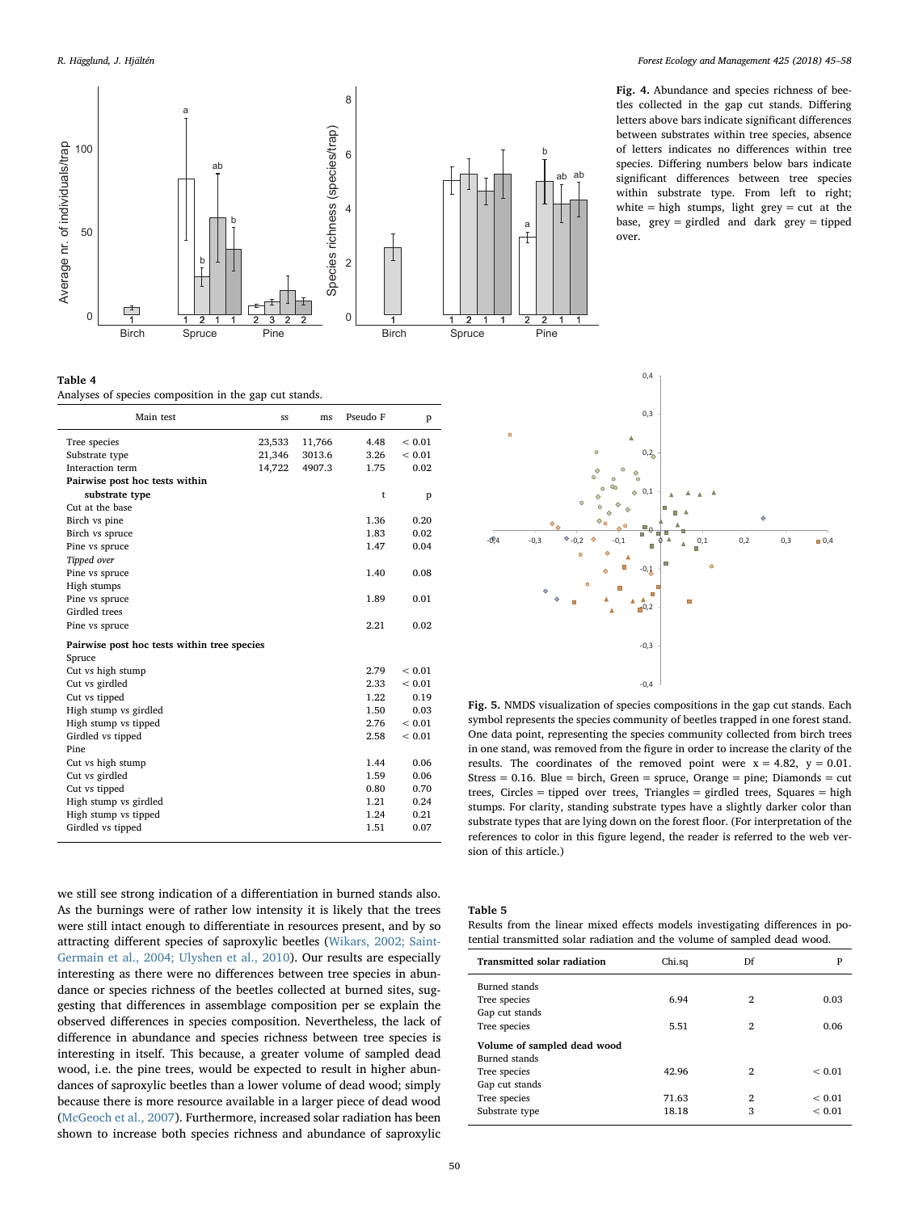**Fig. 4.** Abundance and species richness of beetles collected in the gap cut stands. Differing letters above bars indicate significant differences between substrates within tree species, absence of letters indicates no differences within tree species. Differing numbers below bars indicate significant differences between tree species within substrate type. From left to right; white = high stumps, light grey = cut at the base, grey = girdled and dark grey = tipped over.

**Table 4**
Analyses of species composition in the gap cut stands.

| Main test | ss | ms | Pseudo F | p |
|---|---|---|---|---|
| Tree species | 23,533 | 11,766 | 4.48 | < 0.01 |
| Substrate type | 21,346 | 3013.6 | 3.26 | < 0.01 |
| Interaction term | 14,722 | 4907.3 | 1.75 | 0.02 |
| **Pairwise post hoc tests within substrate type** | | | t | p |
| Cut at the base | | | | |
| Birch vs pine | | | 1.36 | 0.20 |
| Birch vs spruce | | | 1.83 | 0.02 |
| Pine vs spruce | | | 1.47 | 0.04 |
| *Tipped over* | | | | |
| Pine vs spruce | | | 1.40 | 0.08 |
| High stumps | | | | |
| Pine vs spruce | | | 1.89 | 0.01 |
| Girdled trees | | | | |
| Pine vs spruce | | | 2.21 | 0.02 |
| **Pairwise post hoc tests within tree species** | | | | |
| Spruce | | | | |
| Cut vs high stump | | | 2.79 | < 0.01 |
| Cut vs girdled | | | 2.33 | < 0.01 |
| Cut vs tipped | | | 1.22 | 0.19 |
| High stump vs girdled | | | 1.50 | 0.03 |
| High stump vs tipped | | | 2.76 | < 0.01 |
| Girdled vs tipped | | | 2.58 | < 0.01 |
| Pine | | | | |
| Cut vs high stump | | | 1.44 | 0.06 |
| Cut vs girdled | | | 1.59 | 0.06 |
| Cut vs tipped | | | 0.80 | 0.70 |
| High stump vs girdled | | | 1.21 | 0.24 |
| High stump vs tipped | | | 1.24 | 0.21 |
| Girdled vs tipped | | | 1.51 | 0.07 |

**Fig. 5.** NMDS visualization of species compositions in the gap cut stands. Each symbol represents the species community of beetles trapped in one forest stand. One data point, representing the species community collected from birch trees in one stand, was removed from the figure in order to increase the clarity of the results. The coordinates of the removed point were x = 4.82, y = 0.01. Stress = 0.16. Blue = birch, Green = spruce, Orange = pine; Diamonds = cut trees, Circles = tipped over trees, Triangles = girdled trees, Squares = high stumps. For clarity, standing substrate types have a slightly darker color than substrate types that are lying down on the forest floor. (For interpretation of the references to color in this figure legend, the reader is referred to the web version of this article.)

we still see strong indication of a differentiation in burned stands also. As the burnings were of rather low intensity it is likely that the trees were still intact enough to differentiate in resources present, and so attracting different species of saproxylic beetles (Wikars, 2002; Saint-Germain et al., 2004; Ulyshen et al., 2010). Our results are especially interesting as there were no differences between tree species in abundance or species richness of the beetles collected at burned sites, suggesting that differences in assemblage composition per se explain the observed differences in species composition. Nevertheless, the lack of difference in abundance and species richness between tree species is interesting in itself. This because, a greater volume of sampled dead wood, i.e. the pine trees, would be expected to result in higher abundances of saproxylic beetles than a lower volume of dead wood; simply because there is more resource available in a larger piece of dead wood (McGeoch et al., 2007). Furthermore, increased solar radiation has been shown to increase both species richness and abundance of saproxylic

**Table 5**
Results from the linear mixed effects models investigating differences in potential transmitted solar radiation and the volume of sampled dead wood.

| **Transmitted solar radiation** | Chi.sq | Df | P |
|---|---|---|---|
| Burned stands | | | |
| Tree species | 6.94 | 2 | 0.03 |
| Gap cut stands | | | |
| Tree species | 5.51 | 2 | 0.06 |
| **Volume of sampled dead wood** | | | |
| Burned stands | | | |
| Tree species | 42.96 | 2 | < 0.01 |
| Gap cut stands | | | |
| Tree species | 71.63 | 2 | < 0.01 |
| Substrate type | 18.18 | 3 | < 0.01 |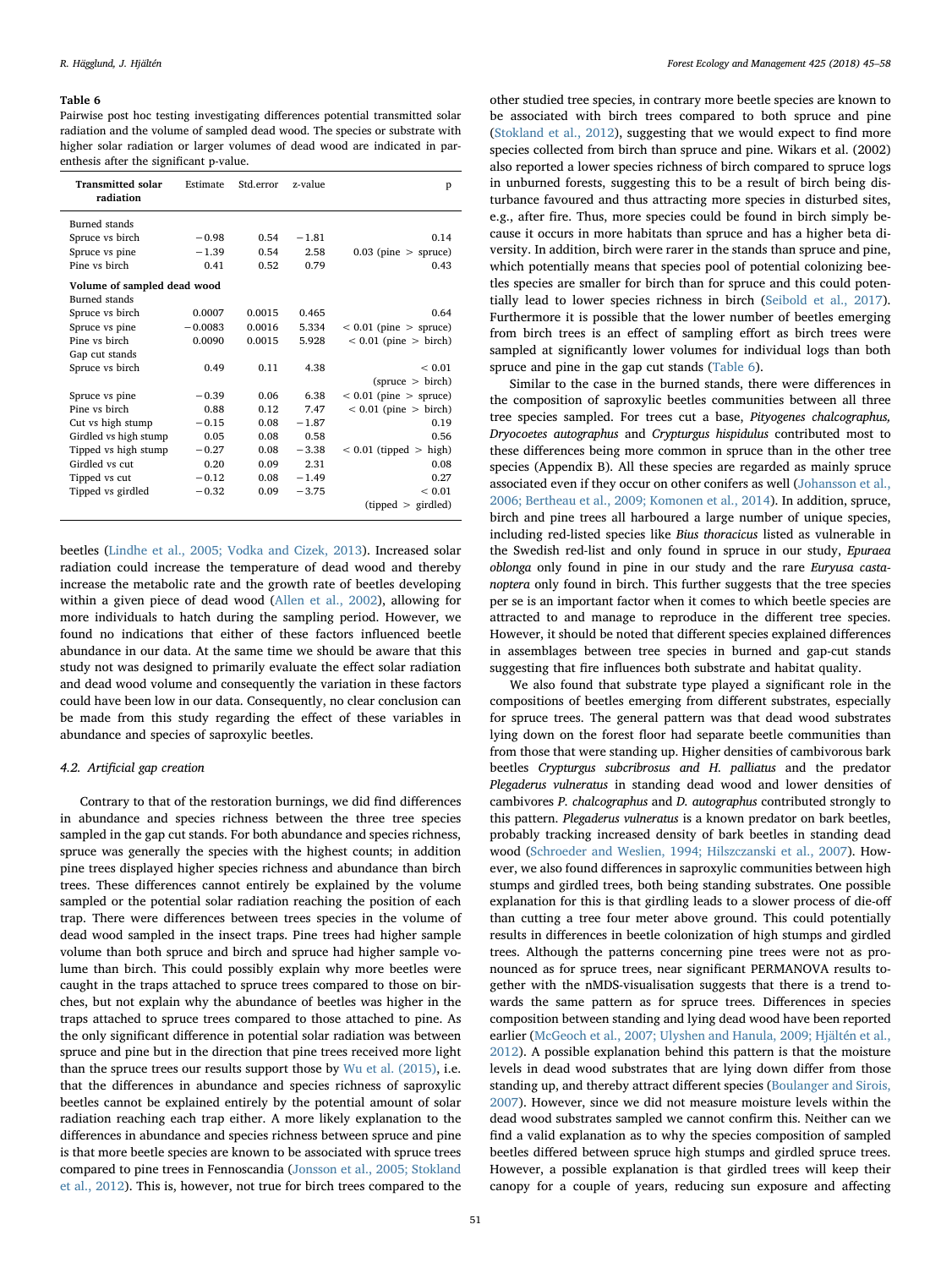**Table 6**
Pairwise post hoc testing investigating differences potential transmitted solar radiation and the volume of sampled dead wood. The species or substrate with higher solar radiation or larger volumes of dead wood are indicated in parenthesis after the significant p-value.

| Transmitted solar radiation | Estimate | Std.error | z-value | p |
|---|---|---|---|---|
| Burned stands | | | | |
| Spruce vs birch | −0.98 | 0.54 | −1.81 | 0.14 |
| Spruce vs pine | −1.39 | 0.54 | 2.58 | 0.03 (pine > spruce) |
| Pine vs birch | 0.41 | 0.52 | 0.79 | 0.43 |
| **Volume of sampled dead wood** | | | | |
| Burned stands | | | | |
| Spruce vs birch | 0.0007 | 0.0015 | 0.465 | 0.64 |
| Spruce vs pine | −0.0083 | 0.0016 | 5.334 | < 0.01 (pine > spruce) |
| Pine vs birch | 0.0090 | 0.0015 | 5.928 | < 0.01 (pine > birch) |
| Gap cut stands | | | | |
| Spruce vs birch | 0.49 | 0.11 | 4.38 | < 0.01 (spruce > birch) |
| Spruce vs pine | −0.39 | 0.06 | 6.38 | < 0.01 (pine > spruce) |
| Pine vs birch | 0.88 | 0.12 | 7.47 | < 0.01 (pine > birch) |
| Cut vs high stump | −0.15 | 0.08 | −1.87 | 0.19 |
| Girdled vs high stump | 0.05 | 0.08 | 0.58 | 0.56 |
| Tipped vs high stump | −0.27 | 0.08 | −3.38 | < 0.01 (tipped > high) |
| Girdled vs cut | 0.20 | 0.09 | 2.31 | 0.08 |
| Tipped vs cut | −0.12 | 0.08 | −1.49 | 0.27 |
| Tipped vs girdled | −0.32 | 0.09 | −3.75 | < 0.01 (tipped > girdled) |

beetles (Lindhe et al., 2005; Vodka and Cizek, 2013). Increased solar radiation could increase the temperature of dead wood and thereby increase the metabolic rate and the growth rate of beetles developing within a given piece of dead wood (Allen et al., 2002), allowing for more individuals to hatch during the sampling period. However, we found no indications that either of these factors influenced beetle abundance in our data. At the same time we should be aware that this study not was designed to primarily evaluate the effect solar radiation and dead wood volume and consequently the variation in these factors could have been low in our data. Consequently, no clear conclusion can be made from this study regarding the effect of these variables in abundance and species of saproxylic beetles.

### 4.2. Artificial gap creation

Contrary to that of the restoration burnings, we did find differences in abundance and species richness between the three tree species sampled in the gap cut stands. For both abundance and species richness, spruce was generally the species with the highest counts; in addition pine trees displayed higher species richness and abundance than birch trees. These differences cannot entirely be explained by the volume sampled or the potential solar radiation reaching the position of each trap. There were differences between trees species in the volume of dead wood sampled in the insect traps. Pine trees had higher sample volume than both spruce and birch and spruce had higher sample volume than birch. This could possibly explain why more beetles were caught in the traps attached to spruce trees compared to those on birches, but not explain why the abundance of beetles was higher in the traps attached to spruce trees compared to those attached to pine. As the only significant difference in potential solar radiation was between spruce and pine but in the direction that pine trees received more light than the spruce trees our results support those by Wu et al. (2015), i.e. that the differences in abundance and species richness of saproxylic beetles cannot be explained entirely by the potential amount of solar radiation reaching each trap either. A more likely explanation to the differences in abundance and species richness between spruce and pine is that more beetle species are known to be associated with spruce trees compared to pine trees in Fennoscandia (Jonsson et al., 2005; Stokland et al., 2012). This is, however, not true for birch trees compared to the other studied tree species, in contrary more beetle species are known to be associated with birch trees compared to both spruce and pine (Stokland et al., 2012), suggesting that we would expect to find more species collected from birch than spruce and pine. Wikars et al. (2002) also reported a lower species richness of birch compared to spruce logs in unburned forests, suggesting this to be a result of birch being disturbance favoured and thus attracting more species in disturbed sites, e.g., after fire. Thus, more species could be found in birch simply because it occurs in more habitats than spruce and has a higher beta diversity. In addition, birch were rarer in the stands than spruce and pine, which potentially means that species pool of potential colonizing beetles species are smaller for birch than for spruce and this could potentially lead to lower species richness in birch (Seibold et al., 2017). Furthermore it is possible that the lower number of beetles emerging from birch trees is an effect of sampling effort as birch trees were sampled at significantly lower volumes for individual logs than both spruce and pine in the gap cut stands (Table 6).

Similar to the case in the burned stands, there were differences in the composition of saproxylic beetles communities between all three tree species sampled. For trees cut a base, *Pityogenes chalcographus, Dryocoetes autographus* and *Crypturgus hispidulus* contributed most to these differences being more common in spruce than in the other tree species (Appendix B). All these species are regarded as mainly spruce associated even if they occur on other conifers as well (Johansson et al., 2006; Bertheau et al., 2009; Komonen et al., 2014). In addition, spruce, birch and pine trees all harboured a large number of unique species, including red-listed species like *Bius thoracicus* listed as vulnerable in the Swedish red-list and only found in spruce in our study, *Epuraea oblonga* only found in pine in our study and the rare *Euryusa castanoptera* only found in birch. This further suggests that the tree species per se is an important factor when it comes to which beetle species are attracted to and manage to reproduce in the different tree species. However, it should be noted that different species explained differences in assemblages between tree species in burned and gap-cut stands suggesting that fire influences both substrate and habitat quality.

We also found that substrate type played a significant role in the compositions of beetles emerging from different substrates, especially for spruce trees. The general pattern was that dead wood substrates lying down on the forest floor had separate beetle communities than from those that were standing up. Higher densities of cambivorous bark beetles *Crypturgus subcribrosus and H. palliatus* and the predator *Plegaderus vulneratus* in standing dead wood and lower densities of cambivores *P. chalcographus* and *D. autographus* contributed strongly to this pattern. *Plegaderus vulneratus* is a known predator on bark beetles, probably tracking increased density of bark beetles in standing dead wood (Schroeder and Weslien, 1994; Hilszczanski et al., 2007). However, we also found differences in saproxylic communities between high stumps and girdled trees, both being standing substrates. One possible explanation for this is that girdling leads to a slower process of die-off than cutting a tree four meter above ground. This could potentially results in differences in beetle colonization of high stumps and girdled trees. Although the patterns concerning pine trees were not as pronounced as for spruce trees, near significant PERMANOVA results together with the nMDS-visualisation suggests that there is a trend towards the same pattern as for spruce trees. Differences in species composition between standing and lying dead wood have been reported earlier (McGeoch et al., 2007; Ulyshen and Hanula, 2009; Hjältén et al., 2012). A possible explanation behind this pattern is that the moisture levels in dead wood substrates that are lying down differ from those standing up, and thereby attract different species (Boulanger and Sirois, 2007). However, since we did not measure moisture levels within the dead wood substrates sampled we cannot confirm this. Neither can we find a valid explanation as to why the species composition of sampled beetles differed between spruce high stumps and girdled spruce trees. However, a possible explanation is that girdled trees will keep their canopy for a couple of years, reducing sun exposure and affecting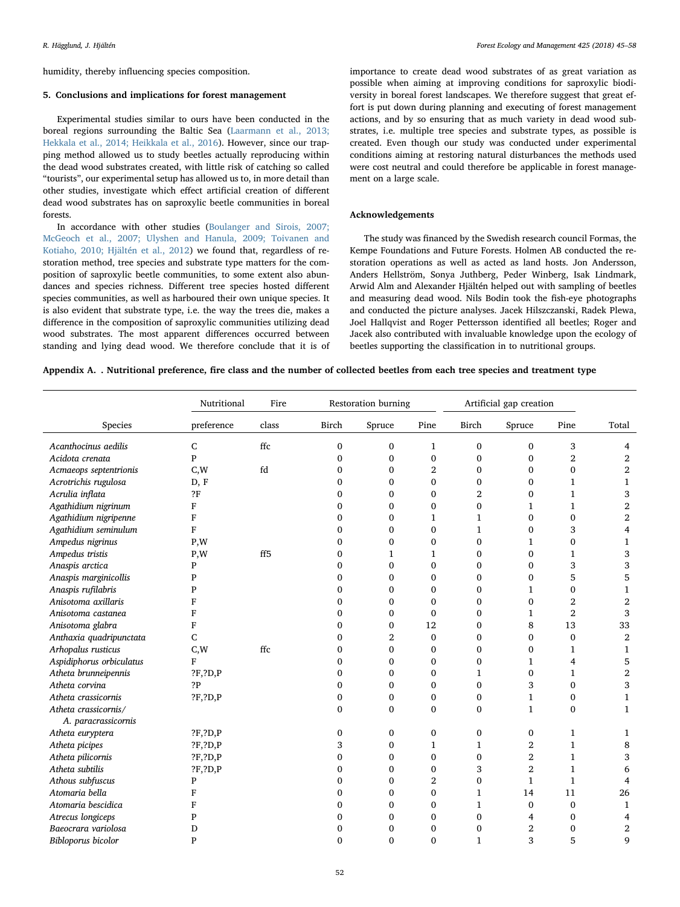humidity, thereby influencing species composition.

## 5. Conclusions and implications for forest management

Experimental studies similar to ours have been conducted in the boreal regions surrounding the Baltic Sea (Laarmann et al., 2013; Hekkala et al., 2014; Heikkala et al., 2016). However, since our trapping method allowed us to study beetles actually reproducing within the dead wood substrates created, with little risk of catching so called "tourists", our experimental setup has allowed us to, in more detail than other studies, investigate which effect artificial creation of different dead wood substrates has on saproxylic beetle communities in boreal forests.

In accordance with other studies (Boulanger and Sirois, 2007; McGeoch et al., 2007; Ulyshen and Hanula, 2009; Toivanen and Kotiaho, 2010; Hjältén et al., 2012) we found that, regardless of restoration method, tree species and substrate type matters for the composition of saproxylic beetle communities, to some extent also abundances and species richness. Different tree species hosted different species communities, as well as harboured their own unique species. It is also evident that substrate type, i.e. the way the trees die, makes a difference in the composition of saproxylic communities utilizing dead wood substrates. The most apparent differences occurred between standing and lying dead wood. We therefore conclude that it is of importance to create dead wood substrates of as great variation as possible when aiming at improving conditions for saproxylic biodiversity in boreal forest landscapes. We therefore suggest that great effort is put down during planning and executing of forest management actions, and by so ensuring that as much variety in dead wood substrates, i.e. multiple tree species and substrate types, as possible is created. Even though our study was conducted under experimental conditions aiming at restoring natural disturbances the methods used were cost neutral and could therefore be applicable in forest management on a large scale.

## Acknowledgements

The study was financed by the Swedish research council Formas, the Kempe Foundations and Future Forests. Holmen AB conducted the restoration operations as well as acted as land hosts. Jon Andersson, Anders Hellström, Sonya Juthberg, Peder Winberg, Isak Lindmark, Arwid Alm and Alexander Hjältén helped out with sampling of beetles and measuring dead wood. Nils Bodin took the fish-eye photographs and conducted the picture analyses. Jacek Hilszczanski, Radek Plewa, Joel Hallqvist and Roger Pettersson identified all beetles; Roger and Jacek also contributed with invaluable knowledge upon the ecology of beetles supporting the classification in to nutritional groups.

## Appendix A. . Nutritional preference, fire class and the number of collected beetles from each tree species and treatment type

| Species | Nutritional preference | Fire class | Restoration burning | | | Artificial gap creation | | | Total |
|---|---|---|---|---|---|---|---|---|---|
| | | | Birch | Spruce | Pine | Birch | Spruce | Pine | |
| *Acanthocinus aedilis* | C | ffc | 0 | 0 | 1 | 0 | 0 | 3 | 4 |
| *Acidota crenata* | P | | 0 | 0 | 0 | 0 | 0 | 2 | 2 |
| *Acmaeops septentrionis* | C,W | fd | 0 | 0 | 2 | 0 | 0 | 0 | 2 |
| *Acrotrichis rugulosa* | D, F | | 0 | 0 | 0 | 0 | 0 | 1 | 1 |
| *Acrulia inflata* | ?F | | 0 | 0 | 0 | 2 | 0 | 1 | 3 |
| *Agathidium nigrinum* | F | | 0 | 0 | 0 | 0 | 1 | 1 | 2 |
| *Agathidium nigripenne* | F | | 0 | 0 | 1 | 1 | 0 | 0 | 2 |
| *Agathidium seminulum* | F | | 0 | 0 | 0 | 1 | 0 | 3 | 4 |
| *Ampedus nigrinus* | P,W | | 0 | 0 | 0 | 0 | 1 | 0 | 1 |
| *Ampedus tristis* | P,W | ff5 | 0 | 1 | 1 | 0 | 0 | 1 | 3 |
| *Anaspis arctica* | P | | 0 | 0 | 0 | 0 | 0 | 3 | 3 |
| *Anaspis marginicollis* | P | | 0 | 0 | 0 | 0 | 0 | 5 | 5 |
| *Anaspis rufilabris* | P | | 0 | 0 | 0 | 0 | 1 | 0 | 1 |
| *Anisotoma axillaris* | F | | 0 | 0 | 0 | 0 | 0 | 2 | 2 |
| *Anisotoma castanea* | F | | 0 | 0 | 0 | 0 | 1 | 2 | 3 |
| *Anisotoma glabra* | F | | 0 | 0 | 12 | 0 | 8 | 13 | 33 |
| *Anthaxia quadripunctata* | C | | 0 | 2 | 0 | 0 | 0 | 0 | 2 |
| *Arhopalus rusticus* | C,W | ffc | 0 | 0 | 0 | 0 | 0 | 1 | 1 |
| *Aspidiphorus orbiculatus* | F | | 0 | 0 | 0 | 0 | 1 | 4 | 5 |
| *Atheta brunneipennis* | ?F,?D,P | | 0 | 0 | 0 | 1 | 0 | 1 | 2 |
| *Atheta corvina* | ?P | | 0 | 0 | 0 | 0 | 3 | 0 | 3 |
| *Atheta crassicornis* | ?F,?D,P | | 0 | 0 | 0 | 0 | 1 | 0 | 1 |
| *Atheta crassicornis/ A. paracrassicornis* | | | 0 | 0 | 0 | 0 | 1 | 0 | 1 |
| *Atheta euryptera* | ?F,?D,P | | 0 | 0 | 0 | 0 | 0 | 1 | 1 |
| *Atheta picipes* | ?F,?D,P | | 3 | 0 | 1 | 1 | 2 | 1 | 8 |
| *Atheta pilicornis* | ?F,?D,P | | 0 | 0 | 0 | 0 | 2 | 1 | 3 |
| *Atheta subtilis* | ?F,?D,P | | 0 | 0 | 0 | 3 | 2 | 1 | 6 |
| *Athous subfuscus* | P | | 0 | 0 | 2 | 0 | 1 | 1 | 4 |
| *Atomaria bella* | F | | 0 | 0 | 0 | 1 | 14 | 11 | 26 |
| *Atomaria bescidica* | F | | 0 | 0 | 0 | 1 | 0 | 0 | 1 |
| *Atrecus longiceps* | P | | 0 | 0 | 0 | 0 | 4 | 0 | 4 |
| *Baeocrara variolosa* | D | | 0 | 0 | 0 | 0 | 2 | 0 | 2 |
| *Bibloporus bicolor* | P | | 0 | 0 | 0 | 1 | 3 | 5 | 9 |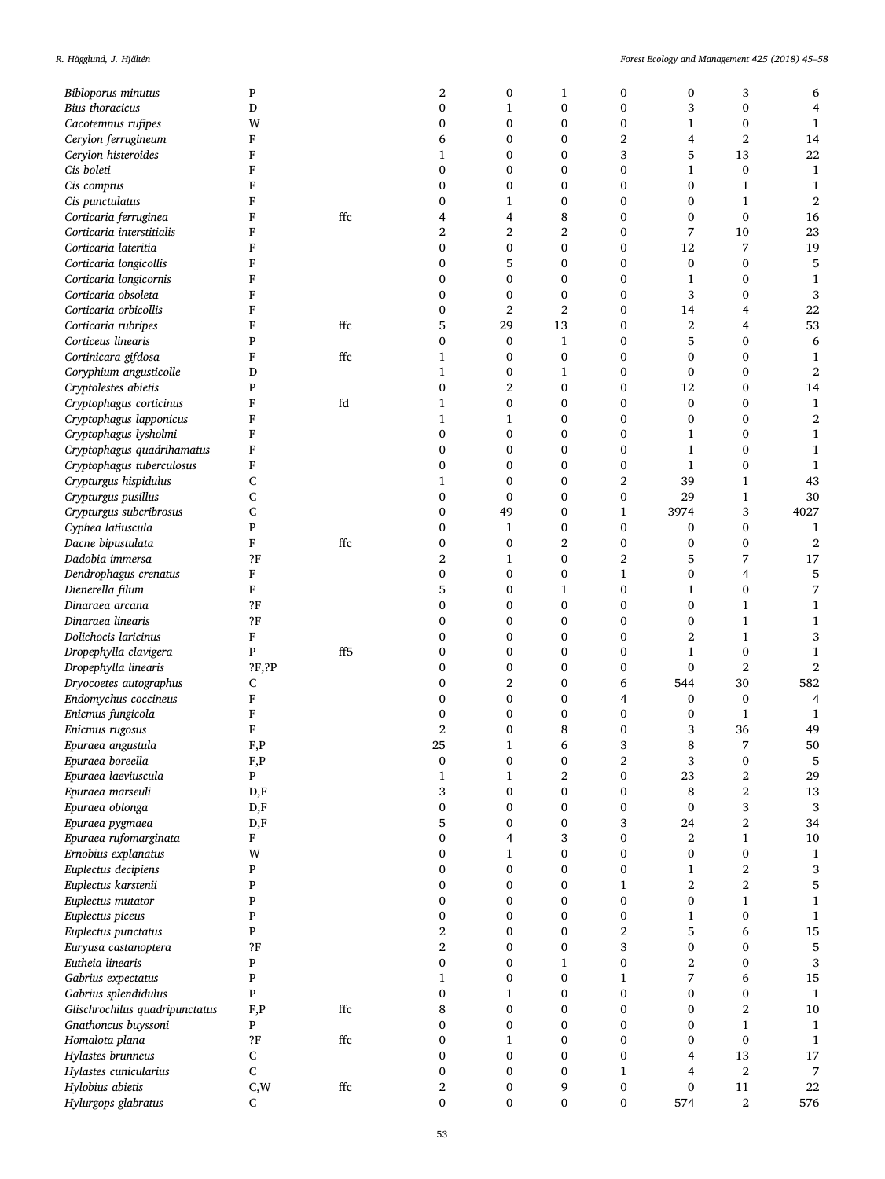| | | | | | | | | | |
|---|---|---|---|---|---|---|---|---|---|
| *Bibloporus minutus* | P | | 2 | 0 | 1 | 0 | 0 | 3 | 6 |
| *Bius thoracicus* | D | | 0 | 1 | 0 | 0 | 3 | 0 | 4 |
| *Cacotemnus rufipes* | W | | 0 | 0 | 0 | 0 | 1 | 0 | 1 |
| *Cerylon ferrugineum* | F | | 6 | 0 | 0 | 2 | 4 | 2 | 14 |
| *Cerylon histeroides* | F | | 1 | 0 | 0 | 3 | 5 | 13 | 22 |
| *Cis boleti* | F | | 0 | 0 | 0 | 0 | 1 | 0 | 1 |
| *Cis comptus* | F | | 0 | 0 | 0 | 0 | 0 | 1 | 1 |
| *Cis punctulatus* | F | | 0 | 1 | 0 | 0 | 0 | 1 | 2 |
| *Corticaria ferruginea* | F | ffc | 4 | 4 | 8 | 0 | 0 | 0 | 16 |
| *Corticaria interstitialis* | F | | 2 | 2 | 2 | 0 | 7 | 10 | 23 |
| *Corticaria lateritia* | F | | 0 | 0 | 0 | 0 | 12 | 7 | 19 |
| *Corticaria longicollis* | F | | 0 | 5 | 0 | 0 | 0 | 0 | 5 |
| *Corticaria longicornis* | F | | 0 | 0 | 0 | 0 | 1 | 0 | 1 |
| *Corticaria obsoleta* | F | | 0 | 0 | 0 | 0 | 3 | 0 | 3 |
| *Corticaria orbicollis* | F | | 0 | 2 | 2 | 0 | 14 | 4 | 22 |
| *Corticaria rubripes* | F | ffc | 5 | 29 | 13 | 0 | 2 | 4 | 53 |
| *Corticeus linearis* | P | | 0 | 0 | 1 | 0 | 5 | 0 | 6 |
| *Cortinicara gifdosa* | F | ffc | 1 | 0 | 0 | 0 | 0 | 0 | 1 |
| *Coryphium angusticolle* | D | | 1 | 0 | 1 | 0 | 0 | 0 | 2 |
| *Cryptolestes abietis* | P | | 0 | 2 | 0 | 0 | 12 | 0 | 14 |
| *Cryptophagus corticinus* | F | fd | 1 | 0 | 0 | 0 | 0 | 0 | 1 |
| *Cryptophagus lapponicus* | F | | 1 | 1 | 0 | 0 | 0 | 0 | 2 |
| *Cryptophagus lysholmi* | F | | 0 | 0 | 0 | 0 | 1 | 0 | 1 |
| *Cryptophagus quadrihamatus* | F | | 0 | 0 | 0 | 0 | 1 | 0 | 1 |
| *Cryptophagus tuberculosus* | F | | 0 | 0 | 0 | 0 | 1 | 0 | 1 |
| *Crypturgus hispidulus* | C | | 1 | 0 | 0 | 2 | 39 | 1 | 43 |
| *Crypturgus pusillus* | C | | 0 | 0 | 0 | 0 | 29 | 1 | 30 |
| *Crypturgus subcribrosus* | C | | 0 | 49 | 0 | 1 | 3974 | 3 | 4027 |
| *Cyphea latiuscula* | P | | 0 | 1 | 0 | 0 | 0 | 0 | 1 |
| *Dacne bipustulata* | F | ffc | 0 | 0 | 2 | 0 | 0 | 0 | 2 |
| *Dadobia immersa* | ?F | | 2 | 1 | 0 | 2 | 5 | 7 | 17 |
| *Dendrophagus crenatus* | F | | 0 | 0 | 0 | 1 | 0 | 4 | 5 |
| *Dienerella filum* | F | | 5 | 0 | 1 | 0 | 1 | 0 | 7 |
| *Dinaraea arcana* | ?F | | 0 | 0 | 0 | 0 | 0 | 1 | 1 |
| *Dinaraea linearis* | ?F | | 0 | 0 | 0 | 0 | 0 | 1 | 1 |
| *Dolichocis laricinus* | F | | 0 | 0 | 0 | 0 | 2 | 1 | 3 |
| *Dropephylla clavigera* | P | ff5 | 0 | 0 | 0 | 0 | 1 | 0 | 1 |
| *Dropephylla linearis* | ?F,?P | | 0 | 0 | 0 | 0 | 0 | 2 | 2 |
| *Dryocoetes autographus* | C | | 0 | 2 | 0 | 6 | 544 | 30 | 582 |
| *Endomychus coccineus* | F | | 0 | 0 | 0 | 4 | 0 | 0 | 4 |
| *Enicmus fungicola* | F | | 0 | 0 | 0 | 0 | 0 | 1 | 1 |
| *Enicmus rugosus* | F | | 2 | 0 | 8 | 0 | 3 | 36 | 49 |
| *Epuraea angustula* | F,P | | 25 | 1 | 6 | 3 | 8 | 7 | 50 |
| *Epuraea boreella* | F,P | | 0 | 0 | 0 | 2 | 3 | 0 | 5 |
| *Epuraea laeviuscula* | P | | 1 | 1 | 2 | 0 | 23 | 2 | 29 |
| *Epuraea marseuli* | D,F | | 3 | 0 | 0 | 0 | 8 | 2 | 13 |
| *Epuraea oblonga* | D,F | | 0 | 0 | 0 | 0 | 0 | 3 | 3 |
| *Epuraea pygmaea* | D,F | | 5 | 0 | 0 | 3 | 24 | 2 | 34 |
| *Epuraea rufomarginata* | F | | 0 | 4 | 3 | 0 | 2 | 1 | 10 |
| *Ernobius explanatus* | W | | 0 | 1 | 0 | 0 | 0 | 0 | 1 |
| *Euplectus decipiens* | P | | 0 | 0 | 0 | 0 | 1 | 2 | 3 |
| *Euplectus karstenii* | P | | 0 | 0 | 0 | 1 | 2 | 2 | 5 |
| *Euplectus mutator* | P | | 0 | 0 | 0 | 0 | 0 | 1 | 1 |
| *Euplectus piceus* | P | | 0 | 0 | 0 | 0 | 1 | 0 | 1 |
| *Euplectus punctatus* | P | | 2 | 0 | 0 | 2 | 5 | 6 | 15 |
| *Euryusa castanoptera* | ?F | | 2 | 0 | 0 | 3 | 0 | 0 | 5 |
| *Eutheia linearis* | P | | 0 | 0 | 1 | 0 | 2 | 0 | 3 |
| *Gabrius expectatus* | P | | 1 | 0 | 0 | 1 | 7 | 6 | 15 |
| *Gabrius splendidulus* | P | | 0 | 1 | 0 | 0 | 0 | 0 | 1 |
| *Glischrochilus quadripunctatus* | F,P | ffc | 8 | 0 | 0 | 0 | 0 | 2 | 10 |
| *Gnathoncus buyssoni* | P | | 0 | 0 | 0 | 0 | 0 | 1 | 1 |
| *Homalota plana* | ?F | ffc | 0 | 1 | 0 | 0 | 0 | 0 | 1 |
| *Hylastes brunneus* | C | | 0 | 0 | 0 | 0 | 4 | 13 | 17 |
| *Hylastes cunicularius* | C | | 0 | 0 | 0 | 1 | 4 | 2 | 7 |
| *Hylobius abietis* | C,W | ffc | 2 | 0 | 9 | 0 | 0 | 11 | 22 |
| *Hylurgops glabratus* | C | | 0 | 0 | 0 | 0 | 574 | 2 | 576 |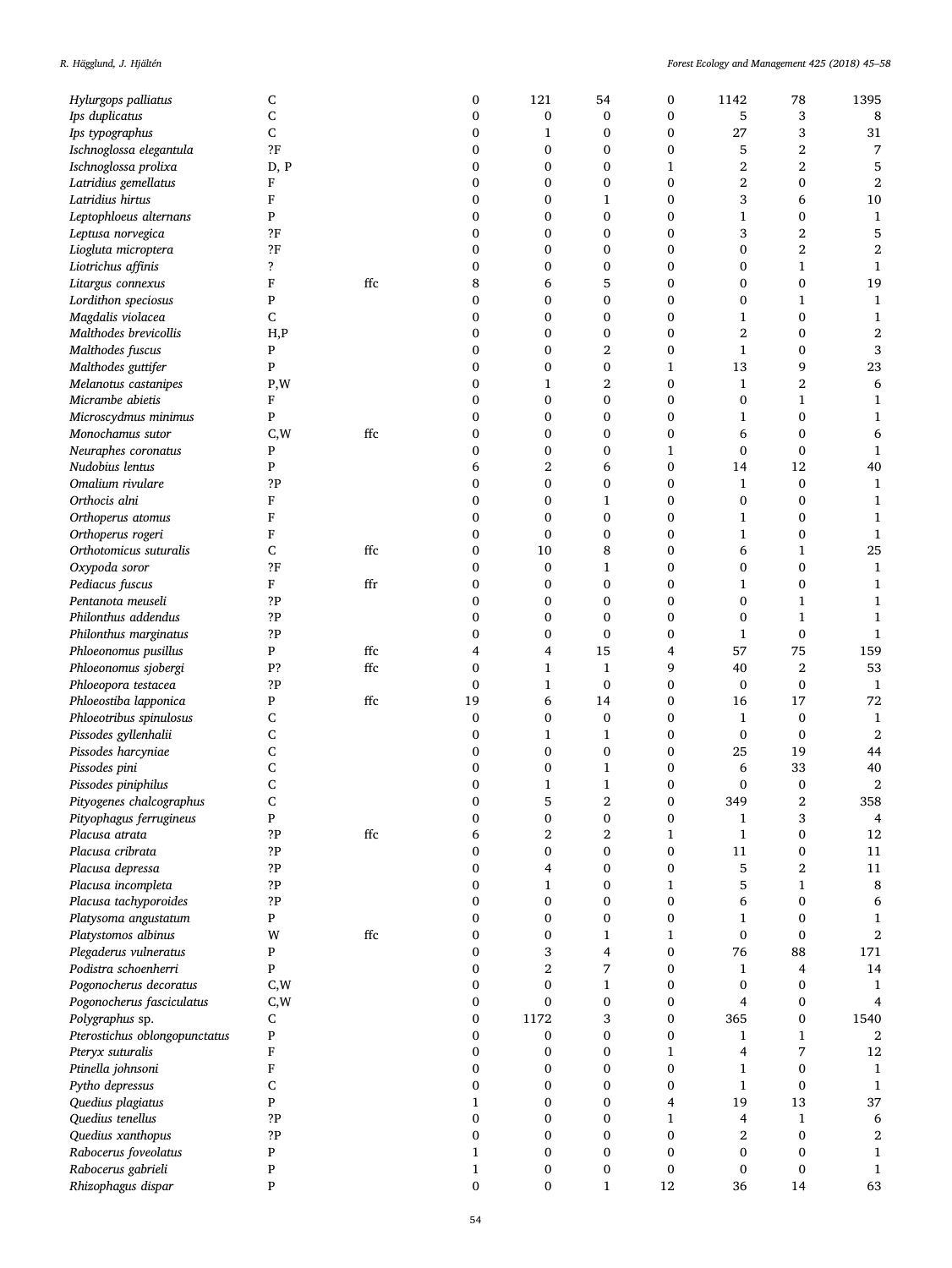| | | | | | | | | | |
|---|---|---|---|---|---|---|---|---|---|
| *Hylurgops palliatus* | C | | 0 | 121 | 54 | 0 | 1142 | 78 | 1395 |
| *Ips duplicatus* | C | | 0 | 0 | 0 | 0 | 5 | 3 | 8 |
| *Ips typographus* | C | | 0 | 1 | 0 | 0 | 27 | 3 | 31 |
| *Ischnoglossa elegantula* | ?F | | 0 | 0 | 0 | 0 | 5 | 2 | 7 |
| *Ischnoglossa prolixa* | D, P | | 0 | 0 | 0 | 1 | 2 | 2 | 5 |
| *Latridius gemellatus* | F | | 0 | 0 | 0 | 0 | 2 | 0 | 2 |
| *Latridius hirtus* | F | | 0 | 0 | 1 | 0 | 3 | 6 | 10 |
| *Leptophloeus alternans* | P | | 0 | 0 | 0 | 0 | 1 | 0 | 1 |
| *Leptusa norvegica* | ?F | | 0 | 0 | 0 | 0 | 3 | 2 | 5 |
| *Liogluta microptera* | ?F | | 0 | 0 | 0 | 0 | 0 | 2 | 2 |
| *Liotrichus affinis* | ? | | 0 | 0 | 0 | 0 | 0 | 1 | 1 |
| *Litargus connexus* | F | ffc | 8 | 6 | 5 | 0 | 0 | 0 | 19 |
| *Lordithon speciosus* | P | | 0 | 0 | 0 | 0 | 0 | 1 | 1 |
| *Magdalis violacea* | C | | 0 | 0 | 0 | 0 | 1 | 0 | 1 |
| *Malthodes brevicollis* | H,P | | 0 | 0 | 0 | 0 | 2 | 0 | 2 |
| *Malthodes fuscus* | P | | 0 | 0 | 2 | 0 | 1 | 0 | 3 |
| *Malthodes guttifer* | P | | 0 | 0 | 0 | 1 | 13 | 9 | 23 |
| *Melanotus castanipes* | P,W | | 0 | 1 | 2 | 0 | 1 | 2 | 6 |
| *Micrambe abietis* | F | | 0 | 0 | 0 | 0 | 0 | 1 | 1 |
| *Microscydmus minimus* | P | | 0 | 0 | 0 | 0 | 1 | 0 | 1 |
| *Monochamus sutor* | C,W | ffc | 0 | 0 | 0 | 0 | 6 | 0 | 6 |
| *Neuraphes coronatus* | P | | 0 | 0 | 0 | 1 | 0 | 0 | 1 |
| *Nudobius lentus* | P | | 6 | 2 | 6 | 0 | 14 | 12 | 40 |
| *Omalium rivulare* | ?P | | 0 | 0 | 0 | 0 | 1 | 0 | 1 |
| *Orthocis alni* | F | | 0 | 0 | 1 | 0 | 0 | 0 | 1 |
| *Orthoperus atomus* | F | | 0 | 0 | 0 | 0 | 1 | 0 | 1 |
| *Orthoperus rogeri* | F | | 0 | 0 | 0 | 0 | 1 | 0 | 1 |
| *Orthotomicus suturalis* | C | ffc | 0 | 10 | 8 | 0 | 6 | 1 | 25 |
| *Oxypoda soror* | ?F | | 0 | 0 | 1 | 0 | 0 | 0 | 1 |
| *Pediacus fuscus* | F | ffr | 0 | 0 | 0 | 0 | 1 | 0 | 1 |
| *Pentanota meuseli* | ?P | | 0 | 0 | 0 | 0 | 0 | 1 | 1 |
| *Philonthus addendus* | ?P | | 0 | 0 | 0 | 0 | 0 | 1 | 1 |
| *Philonthus marginatus* | ?P | | 0 | 0 | 0 | 0 | 1 | 0 | 1 |
| *Phloeonomus pusillus* | P | ffc | 4 | 4 | 15 | 4 | 57 | 75 | 159 |
| *Phloeonomus sjobergi* | P? | ffc | 0 | 1 | 1 | 9 | 40 | 2 | 53 |
| *Phloeopora testacea* | ?P | | 0 | 1 | 0 | 0 | 0 | 0 | 1 |
| *Phloeostiba lapponica* | P | ffc | 19 | 6 | 14 | 0 | 16 | 17 | 72 |
| *Phloeotribus spinulosus* | C | | 0 | 0 | 0 | 0 | 1 | 0 | 1 |
| *Pissodes gyllenhalii* | C | | 0 | 1 | 1 | 0 | 0 | 0 | 2 |
| *Pissodes harcyniae* | C | | 0 | 0 | 0 | 0 | 25 | 19 | 44 |
| *Pissodes pini* | C | | 0 | 0 | 1 | 0 | 6 | 33 | 40 |
| *Pissodes piniphilus* | C | | 0 | 1 | 1 | 0 | 0 | 0 | 2 |
| *Pityogenes chalcographus* | C | | 0 | 5 | 2 | 0 | 349 | 2 | 358 |
| *Pityophagus ferrugineus* | P | | 0 | 0 | 0 | 0 | 1 | 3 | 4 |
| *Placusa atrata* | ?P | ffc | 6 | 2 | 2 | 1 | 1 | 0 | 12 |
| *Placusa cribrata* | ?P | | 0 | 0 | 0 | 0 | 11 | 0 | 11 |
| *Placusa depressa* | ?P | | 0 | 4 | 0 | 0 | 5 | 2 | 11 |
| *Placusa incompleta* | ?P | | 0 | 1 | 0 | 1 | 5 | 1 | 8 |
| *Placusa tachyporoides* | ?P | | 0 | 0 | 0 | 0 | 6 | 0 | 6 |
| *Platysoma angustatum* | P | | 0 | 0 | 0 | 0 | 1 | 0 | 1 |
| *Platystomos albinus* | W | ffc | 0 | 0 | 1 | 1 | 0 | 0 | 2 |
| *Plegaderus vulneratus* | P | | 0 | 3 | 4 | 0 | 76 | 88 | 171 |
| *Podistra schoenherri* | P | | 0 | 2 | 7 | 0 | 1 | 4 | 14 |
| *Pogonocherus decoratus* | C,W | | 0 | 0 | 1 | 0 | 0 | 0 | 1 |
| *Pogonocherus fasciculatus* | C,W | | 0 | 0 | 0 | 0 | 4 | 0 | 4 |
| *Polygraphus* sp. | C | | 0 | 1172 | 3 | 0 | 365 | 0 | 1540 |
| *Pterostichus oblongopunctatus* | P | | 0 | 0 | 0 | 0 | 1 | 1 | 2 |
| *Pteryx suturalis* | F | | 0 | 0 | 0 | 1 | 4 | 7 | 12 |
| *Ptinella johnsoni* | F | | 0 | 0 | 0 | 0 | 1 | 0 | 1 |
| *Pytho depressus* | C | | 0 | 0 | 0 | 0 | 1 | 0 | 1 |
| *Quedius plagiatus* | P | | 1 | 0 | 0 | 4 | 19 | 13 | 37 |
| *Quedius tenellus* | ?P | | 0 | 0 | 0 | 1 | 4 | 1 | 6 |
| *Quedius xanthopus* | ?P | | 0 | 0 | 0 | 0 | 2 | 0 | 2 |
| *Rabocerus foveolatus* | P | | 1 | 0 | 0 | 0 | 0 | 0 | 1 |
| *Rabocerus gabrieli* | P | | 1 | 0 | 0 | 0 | 0 | 0 | 1 |
| *Rhizophagus dispar* | P | | 0 | 0 | 1 | 12 | 36 | 14 | 63 |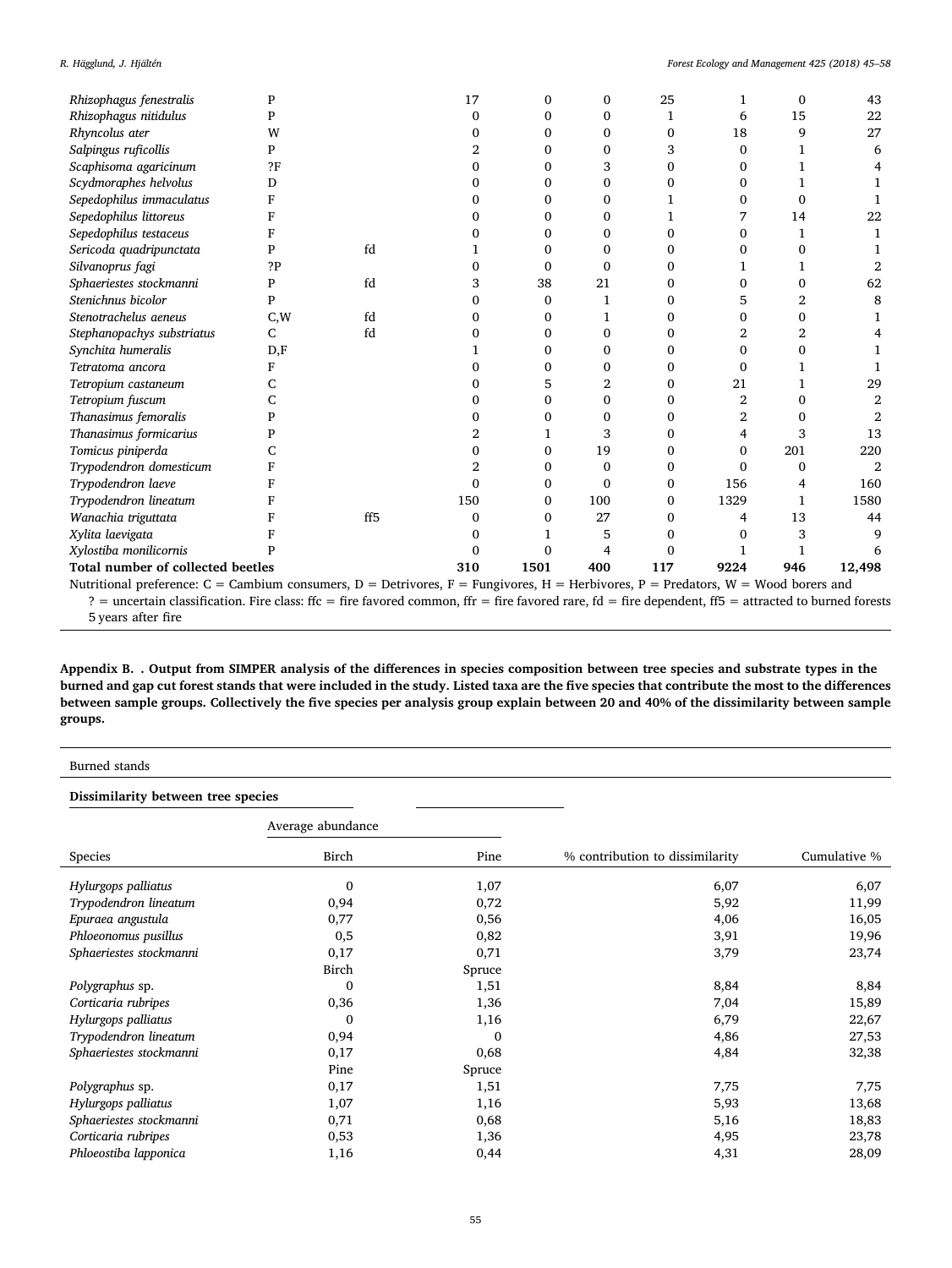| | | | | | | | | | |
|---|---|---|---|---|---|---|---|---|---|
| *Rhizophagus fenestralis* | P | | 17 | 0 | 0 | 25 | 1 | 0 | 43 |
| *Rhizophagus nitidulus* | P | | 0 | 0 | 0 | 1 | 6 | 15 | 22 |
| *Rhyncolus ater* | W | | 0 | 0 | 0 | 0 | 18 | 9 | 27 |
| *Salpingus ruficollis* | P | | 2 | 0 | 0 | 3 | 0 | 1 | 6 |
| *Scaphisoma agaricinum* | ?F | | 0 | 0 | 3 | 0 | 0 | 1 | 4 |
| *Scydmoraphes helvolus* | D | | 0 | 0 | 0 | 0 | 0 | 1 | 1 |
| *Sepedophilus immaculatus* | F | | 0 | 0 | 0 | 1 | 0 | 0 | 1 |
| *Sepedophilus littoreus* | F | | 0 | 0 | 0 | 1 | 7 | 14 | 22 |
| *Sepedophilus testaceus* | F | | 0 | 0 | 0 | 0 | 0 | 1 | 1 |
| *Sericoda quadripunctata* | P | fd | 1 | 0 | 0 | 0 | 0 | 0 | 1 |
| *Silvanoprus fagi* | ?P | | 0 | 0 | 0 | 0 | 1 | 1 | 2 |
| *Sphaeriestes stockmanni* | P | fd | 3 | 38 | 21 | 0 | 0 | 0 | 62 |
| *Stenichnus bicolor* | P | | 0 | 0 | 1 | 0 | 5 | 2 | 8 |
| *Stenotrachelus aeneus* | C,W | fd | 0 | 0 | 1 | 0 | 0 | 0 | 1 |
| *Stephanopachys substriatus* | C | fd | 0 | 0 | 0 | 0 | 2 | 2 | 4 |
| *Synchita humeralis* | D,F | | 1 | 0 | 0 | 0 | 0 | 0 | 1 |
| *Tetratoma ancora* | F | | 0 | 0 | 0 | 0 | 0 | 1 | 1 |
| *Tetropium castaneum* | C | | 0 | 5 | 2 | 0 | 21 | 1 | 29 |
| *Tetropium fuscum* | C | | 0 | 0 | 0 | 0 | 2 | 0 | 2 |
| *Thanasimus femoralis* | P | | 0 | 0 | 0 | 0 | 2 | 0 | 2 |
| *Thanasimus formicarius* | P | | 2 | 1 | 3 | 0 | 4 | 3 | 13 |
| *Tomicus piniperda* | C | | 0 | 0 | 19 | 0 | 0 | 201 | 220 |
| *Trypodendron domesticum* | F | | 2 | 0 | 0 | 0 | 0 | 0 | 2 |
| *Trypodendron laeve* | F | | 0 | 0 | 0 | 0 | 156 | 4 | 160 |
| *Trypodendron lineatum* | F | | 150 | 0 | 100 | 0 | 1329 | 1 | 1580 |
| *Wanachia triguttata* | F | ff5 | 0 | 0 | 27 | 0 | 4 | 13 | 44 |
| *Xylita laevigata* | F | | 0 | 1 | 5 | 0 | 0 | 3 | 9 |
| *Xylostiba monilicornis* | P | | 0 | 0 | 4 | 0 | 1 | 1 | 6 |
| **Total number of collected beetles** | | | **310** | **1501** | **400** | **117** | **9224** | **946** | **12,498** |

Nutritional preference: C = Cambium consumers, D = Detrivores, F = Fungivores, H = Herbivores, P = Predators, W = Wood borers and ? = uncertain classification. Fire class: ffc = fire favored common, ffr = fire favored rare, fd = fire dependent, ff5 = attracted to burned forests 5 years after fire

**Appendix B. . Output from SIMPER analysis of the differences in species composition between tree species and substrate types in the burned and gap cut forest stands that were included in the study. Listed taxa are the five species that contribute the most to the differences between sample groups. Collectively the five species per analysis group explain between 20 and 40% of the dissimilarity between sample groups.**

Burned stands

**Dissimilarity between tree species**

| Species | Average abundance | | % contribution to dissimilarity | Cumulative % |
|---|---|---|---|---|
| | Birch | Pine | | |
| *Hylurgops palliatus* | 0 | 1,07 | 6,07 | 6,07 |
| *Trypodendron lineatum* | 0,94 | 0,72 | 5,92 | 11,99 |
| *Epuraea angustula* | 0,77 | 0,56 | 4,06 | 16,05 |
| *Phloeonomus pusillus* | 0,5 | 0,82 | 3,91 | 19,96 |
| *Sphaeriestes stockmanni* | 0,17 | 0,71 | 3,79 | 23,74 |
| | Birch | Spruce | | |
| *Polygraphus* sp. | 0 | 1,51 | 8,84 | 8,84 |
| *Corticaria rubripes* | 0,36 | 1,36 | 7,04 | 15,89 |
| *Hylurgops palliatus* | 0 | 1,16 | 6,79 | 22,67 |
| *Trypodendron lineatum* | 0,94 | 0 | 4,86 | 27,53 |
| *Sphaeriestes stockmanni* | 0,17 | 0,68 | 4,84 | 32,38 |
| | Pine | Spruce | | |
| *Polygraphus* sp. | 0,17 | 1,51 | 7,75 | 7,75 |
| *Hylurgops palliatus* | 1,07 | 1,16 | 5,93 | 13,68 |
| *Sphaeriestes stockmanni* | 0,71 | 0,68 | 5,16 | 18,83 |
| *Corticaria rubripes* | 0,53 | 1,36 | 4,95 | 23,78 |
| *Phloeostiba lapponica* | 1,16 | 0,44 | 4,31 | 28,09 |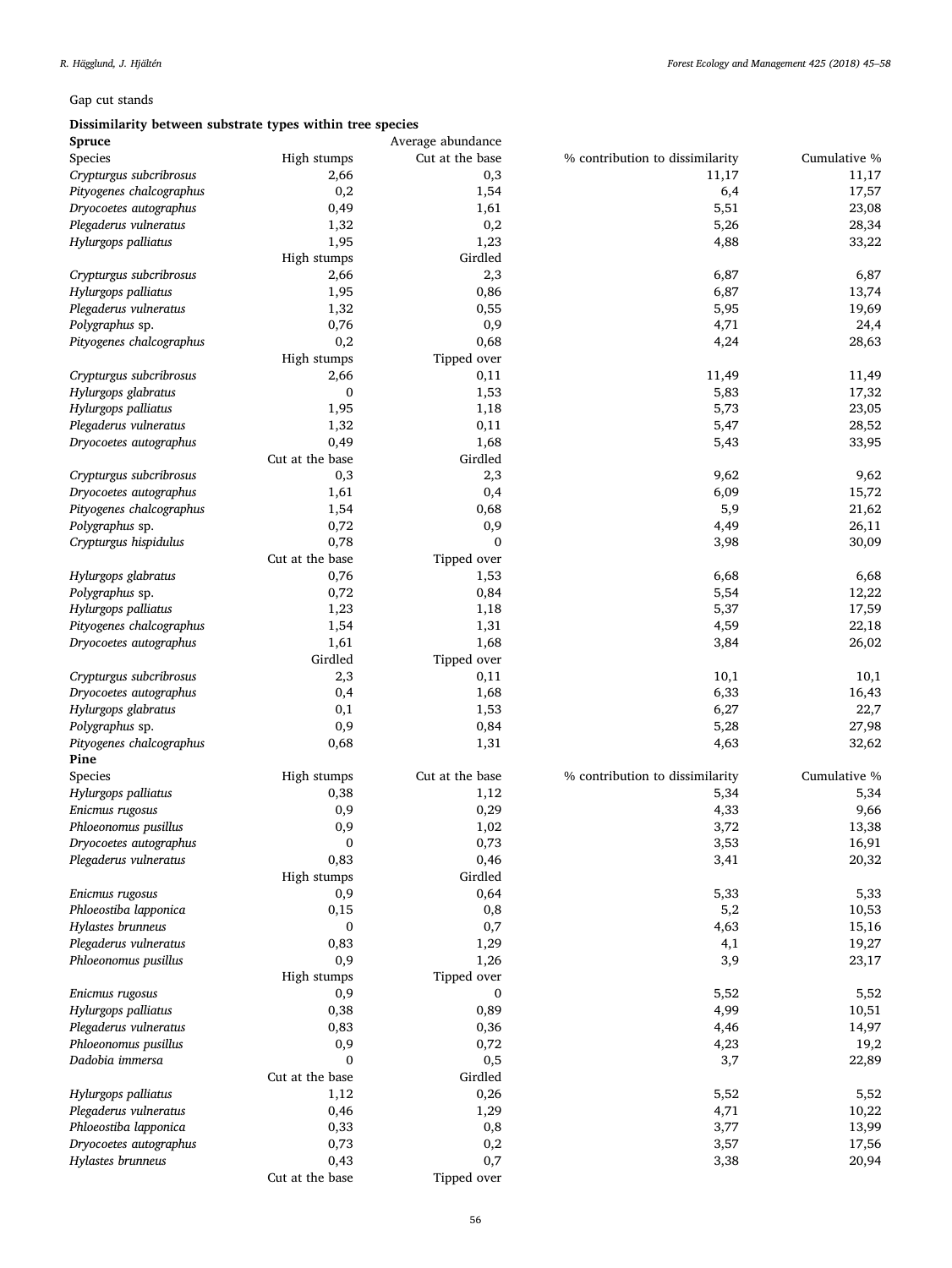Gap cut stands

**Dissimilarity between substrate types within tree species**

| **Spruce** | Average abundance | | | |
|---|---|---|---|---|
| Species | High stumps | Cut at the base | % contribution to dissimilarity | Cumulative % |
| *Crypturgus subcribrosus* | 2,66 | 0,3 | 11,17 | 11,17 |
| *Pityogenes chalcographus* | 0,2 | 1,54 | 6,4 | 17,57 |
| *Dryocoetes autographus* | 0,49 | 1,61 | 5,51 | 23,08 |
| *Plegaderus vulneratus* | 1,32 | 0,2 | 5,26 | 28,34 |
| *Hylurgops palliatus* | 1,95 | 1,23 | 4,88 | 33,22 |
| | High stumps | Girdled | | |
| *Crypturgus subcribrosus* | 2,66 | 2,3 | 6,87 | 6,87 |
| *Hylurgops palliatus* | 1,95 | 0,86 | 6,87 | 13,74 |
| *Plegaderus vulneratus* | 1,32 | 0,55 | 5,95 | 19,69 |
| *Polygraphus* sp. | 0,76 | 0,9 | 4,71 | 24,4 |
| *Pityogenes chalcographus* | 0,2 | 0,68 | 4,24 | 28,63 |
| | High stumps | Tipped over | | |
| *Crypturgus subcribrosus* | 2,66 | 0,11 | 11,49 | 11,49 |
| *Hylurgops glabratus* | 0 | 1,53 | 5,83 | 17,32 |
| *Hylurgops palliatus* | 1,95 | 1,18 | 5,73 | 23,05 |
| *Plegaderus vulneratus* | 1,32 | 0,11 | 5,47 | 28,52 |
| *Dryocoetes autographus* | 0,49 | 1,68 | 5,43 | 33,95 |
| | Cut at the base | Girdled | | |
| *Crypturgus subcribrosus* | 0,3 | 2,3 | 9,62 | 9,62 |
| *Dryocoetes autographus* | 1,61 | 0,4 | 6,09 | 15,72 |
| *Pityogenes chalcographus* | 1,54 | 0,68 | 5,9 | 21,62 |
| *Polygraphus* sp. | 0,72 | 0,9 | 4,49 | 26,11 |
| *Crypturgus hispidulus* | 0,78 | 0 | 3,98 | 30,09 |
| | Cut at the base | Tipped over | | |
| *Hylurgops glabratus* | 0,76 | 1,53 | 6,68 | 6,68 |
| *Polygraphus* sp. | 0,72 | 0,84 | 5,54 | 12,22 |
| *Hylurgops palliatus* | 1,23 | 1,18 | 5,37 | 17,59 |
| *Pityogenes chalcographus* | 1,54 | 1,31 | 4,59 | 22,18 |
| *Dryocoetes autographus* | 1,61 | 1,68 | 3,84 | 26,02 |
| | Girdled | Tipped over | | |
| *Crypturgus subcribrosus* | 2,3 | 0,11 | 10,1 | 10,1 |
| *Dryocoetes autographus* | 0,4 | 1,68 | 6,33 | 16,43 |
| *Hylurgops glabratus* | 0,1 | 1,53 | 6,27 | 22,7 |
| *Polygraphus* sp. | 0,9 | 0,84 | 5,28 | 27,98 |
| *Pityogenes chalcographus* | 0,68 | 1,31 | 4,63 | 32,62 |
| **Pine** | | | | |
| Species | High stumps | Cut at the base | % contribution to dissimilarity | Cumulative % |
| *Hylurgops palliatus* | 0,38 | 1,12 | 5,34 | 5,34 |
| *Enicmus rugosus* | 0,9 | 0,29 | 4,33 | 9,66 |
| *Phloeonomus pusillus* | 0,9 | 1,02 | 3,72 | 13,38 |
| *Dryocoetes autographus* | 0 | 0,73 | 3,53 | 16,91 |
| *Plegaderus vulneratus* | 0,83 | 0,46 | 3,41 | 20,32 |
| | High stumps | Girdled | | |
| *Enicmus rugosus* | 0,9 | 0,64 | 5,33 | 5,33 |
| *Phloeostiba lapponica* | 0,15 | 0,8 | 5,2 | 10,53 |
| *Hylastes brunneus* | 0 | 0,7 | 4,63 | 15,16 |
| *Plegaderus vulneratus* | 0,83 | 1,29 | 4,1 | 19,27 |
| *Phloeonomus pusillus* | 0,9 | 1,26 | 3,9 | 23,17 |
| | High stumps | Tipped over | | |
| *Enicmus rugosus* | 0,9 | 0 | 5,52 | 5,52 |
| *Hylurgops palliatus* | 0,38 | 0,89 | 4,99 | 10,51 |
| *Plegaderus vulneratus* | 0,83 | 0,36 | 4,46 | 14,97 |
| *Phloeonomus pusillus* | 0,9 | 0,72 | 4,23 | 19,2 |
| *Dadobia immersa* | 0 | 0,5 | 3,7 | 22,89 |
| | Cut at the base | Girdled | | |
| *Hylurgops palliatus* | 1,12 | 0,26 | 5,52 | 5,52 |
| *Plegaderus vulneratus* | 0,46 | 1,29 | 4,71 | 10,22 |
| *Phloeostiba lapponica* | 0,33 | 0,8 | 3,77 | 13,99 |
| *Dryocoetes autographus* | 0,73 | 0,2 | 3,57 | 17,56 |
| *Hylastes brunneus* | 0,43 | 0,7 | 3,38 | 20,94 |
| | Cut at the base | Tipped over | | |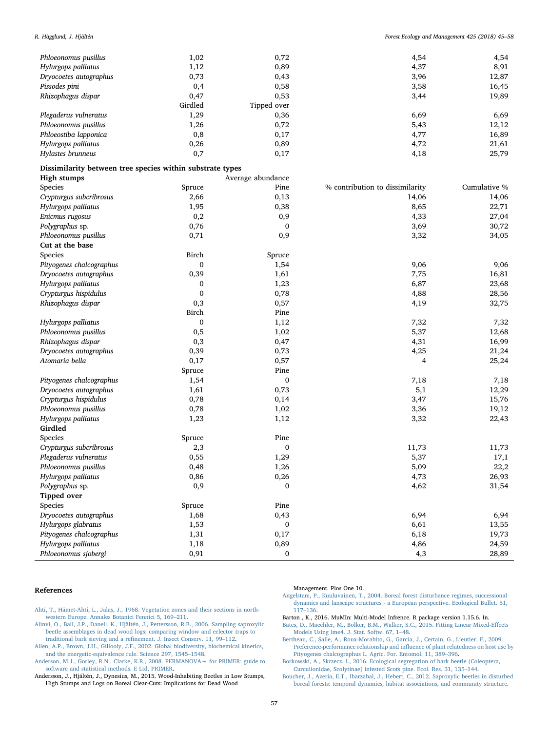| | | | | |
|---|---|---|---|---|
| *Phloeonomus pusillus* | 1,02 | 0,72 | 4,54 | 4,54 |
| *Hylurgops palliatus* | 1,12 | 0,89 | 4,37 | 8,91 |
| *Dryocoetes autographus* | 0,73 | 0,43 | 3,96 | 12,87 |
| *Pissodes pini* | 0,4 | 0,58 | 3,58 | 16,45 |
| *Rhizophagus dispar* | 0,47 | 0,53 | 3,44 | 19,89 |
| | Girdled | Tipped over | | |
| *Plegaderus vulneratus* | 1,29 | 0,36 | 6,69 | 6,69 |
| *Phloeonomus pusillus* | 1,26 | 0,72 | 5,43 | 12,12 |
| *Phloeostiba lapponica* | 0,8 | 0,17 | 4,77 | 16,89 |
| *Hylurgops palliatus* | 0,26 | 0,89 | 4,72 | 21,61 |
| *Hylastes brunneus* | 0,7 | 0,17 | 4,18 | 25,79 |
| **Dissimilarity between tree species within substrate types** | | | | |
| **High stumps** | | Average abundance | | |
| Species | Spruce | Pine | % contribution to dissimilarity | Cumulative % |
| *Crypturgus subcribrosus* | 2,66 | 0,13 | 14,06 | 14,06 |
| *Hylurgops palliatus* | 1,95 | 0,38 | 8,65 | 22,71 |
| *Enicmus rugosus* | 0,2 | 0,9 | 4,33 | 27,04 |
| *Polygraphus* sp. | 0,76 | 0 | 3,69 | 30,72 |
| *Phloeonomus pusillus* | 0,71 | 0,9 | 3,32 | 34,05 |
| **Cut at the base** | | | | |
| Species | Birch | Spruce | | |
| *Pityogenes chalcographus* | 0 | 1,54 | 9,06 | 9,06 |
| *Dryocoetes autographus* | 0,39 | 1,61 | 7,75 | 16,81 |
| *Hylurgops palliatus* | 0 | 1,23 | 6,87 | 23,68 |
| *Crypturgus hispidulus* | 0 | 0,78 | 4,88 | 28,56 |
| *Rhizophagus dispar* | 0,3 | 0,57 | 4,19 | 32,75 |
| | Birch | Pine | | |
| *Hylurgops palliatus* | 0 | 1,12 | 7,32 | 7,32 |
| *Phloeonomus pusillus* | 0,5 | 1,02 | 5,37 | 12,68 |
| *Rhizophagus dispar* | 0,3 | 0,47 | 4,31 | 16,99 |
| *Dryocoetes autographus* | 0,39 | 0,73 | 4,25 | 21,24 |
| *Atomaria bella* | 0,17 | 0,57 | 4 | 25,24 |
| | Spruce | Pine | | |
| *Pityogenes chalcographus* | 1,54 | 0 | 7,18 | 7,18 |
| *Dryocoetes autographus* | 1,61 | 0,73 | 5,1 | 12,29 |
| *Crypturgus hispidulus* | 0,78 | 0,14 | 3,47 | 15,76 |
| *Phloeonomus pusillus* | 0,78 | 1,02 | 3,36 | 19,12 |
| *Hylurgops palliatus* | 1,23 | 1,12 | 3,32 | 22,43 |
| **Girdled** | | | | |
| Species | Spruce | Pine | | |
| *Crypturgus subcribrosus* | 2,3 | 0 | 11,73 | 11,73 |
| *Plegaderus vulneratus* | 0,55 | 1,29 | 5,37 | 17,1 |
| *Phloeonomus pusillus* | 0,48 | 1,26 | 5,09 | 22,2 |
| *Hylurgops palliatus* | 0,86 | 0,26 | 4,73 | 26,93 |
| *Polygraphus* sp. | 0,9 | 0 | 4,62 | 31,54 |
| **Tipped over** | | | | |
| Species | Spruce | Pine | | |
| *Dryocoetes autographus* | 1,68 | 0,43 | 6,94 | 6,94 |
| *Hylurgops glabratus* | 1,53 | 0 | 6,61 | 13,55 |
| *Pityogenes chalcographus* | 1,31 | 0,17 | 6,18 | 19,73 |
| *Hylurgops palliatus* | 1,18 | 0,89 | 4,86 | 24,59 |
| *Phloeonomus sjobergi* | 0,91 | 0 | 4,3 | 28,89 |

## References

Ahti, T., Hämet-Ahti, L., Jalas, J., 1968. Vegetation zones and their sections in northwestern Europe. Annales Botanici Fennici 5, 169–211.

Alinvi, O., Ball, J.P., Danell, K., Hjältén, J., Pettersson, R.B., 2006. Sampling saproxylic beetle assemblages in dead wood logs: comparing window and eclector traps to traditional bark sieving and a refinement. J. Insect Conserv. 11, 99–112.

Allen, A.P., Brown, J.H., Gillooly, J.F., 2002. Global biodiversity, biochemical kinetics, and the energetic-equivalence rule. Science 297, 1545–1548.

Anderson, M.J., Gorley, R.N., Clarke, K.R., 2008. PERMANOVA+ for PRIMER: guide to software and statistical methods. E Ltd, PRIMER.

Andersson, J., Hjältén, J., Dynesius, M., 2015. Wood-Inhabiting Beetles in Low Stumps, High Stumps and Logs on Boreal Clear-Cuts: Implications for Dead Wood Management. Plos One 10.

Angelstam, P., Kuuluvainen, T., 2004. Boreal forest disturbance regimes, successional dynamics and lanscape structures - a European perspective. Ecological Bullet. 51, 117–136.

Barton , K., 2016. MuMIn: Multi-Model Infrence. R package version 1.15.6. In.

Bates, D., Maechler, M., Bolker, B.M., Walker, S.C., 2015. Fitting Linear Mixed-Effects Models Using lme4. J. Stat. Softw. 67, 1–48.

Bertheau, C., Salle, A., Roux-Morabito, G., Garcia, J., Certain, G., Lieutier, F., 2009. Preference-performance relationship and influence of plant relatedness on host use by Pityogenes chalcographus L. Agric. For. Entomol. 11, 389–396.

Borkowski, A., Skrzecz, I., 2016. Ecological segregation of bark beetle (Coleoptera, Curculionidae, Scolytinae) infested Scots pine. Ecol. Res. 31, 135–144.

Boucher, J., Azeria, E.T., Ibarzabal, J., Hebert, C., 2012. Saproxylic beetles in disturbed boreal forests: temporal dynamics, habitat associations, and community structure.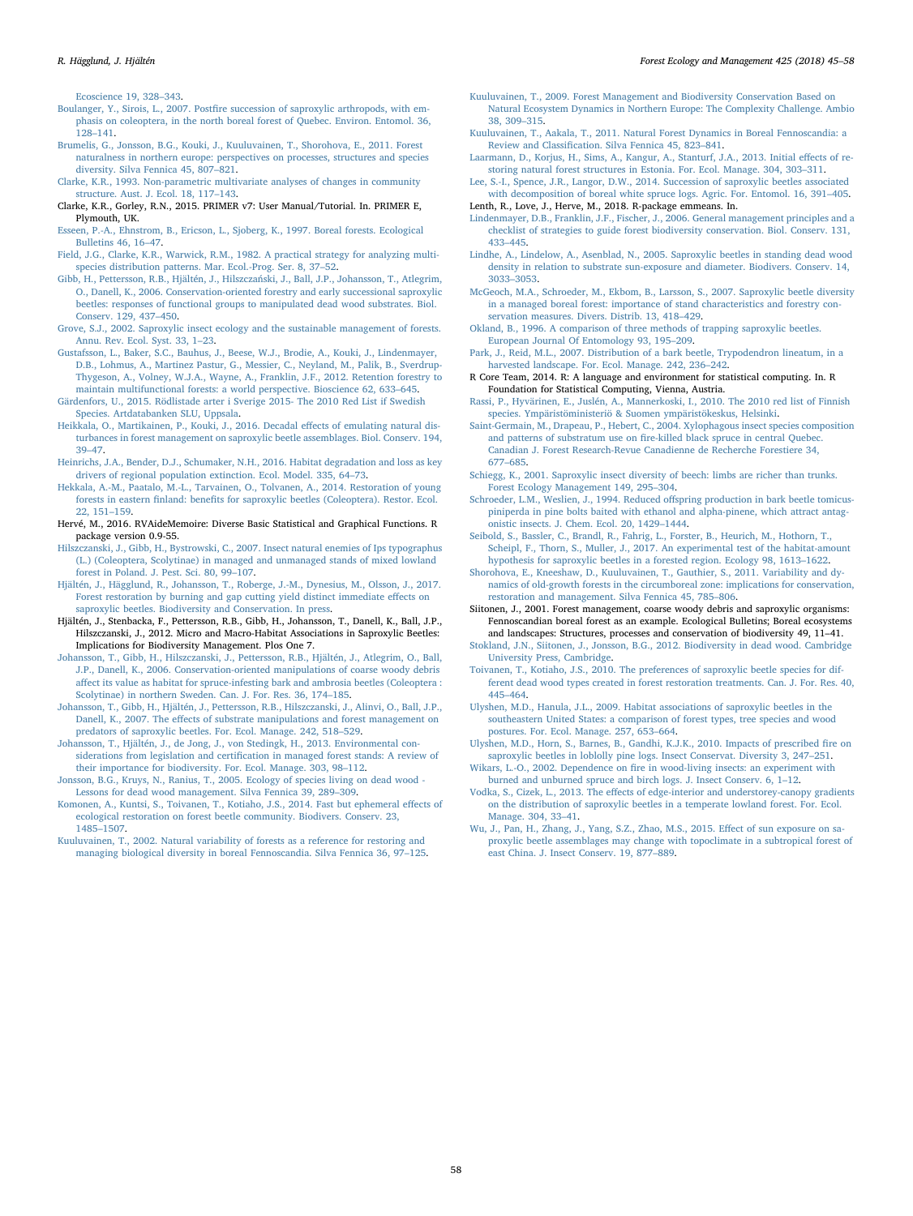Ecoscience 19, 328–343.

Boulanger, Y., Sirois, L., 2007. Postfire succession of saproxylic arthropods, with emphasis on coleoptera, in the north boreal forest of Quebec. Environ. Entomol. 36, 128–141.

Brumelis, G., Jonsson, B.G., Kouki, J., Kuuluvainen, T., Shorohova, E., 2011. Forest naturalness in northern europe: perspectives on processes, structures and species diversity. Silva Fennica 45, 807–821.

Clarke, K.R., 1993. Non-parametric multivariate analyses of changes in community structure. Aust. J. Ecol. 18, 117–143.

Clarke, K.R., Gorley, R.N., 2015. PRIMER v7: User Manual/Tutorial. In. PRIMER E, Plymouth, UK.

Esseen, P.-A., Ehnstrom, B., Ericson, L., Sjoberg, K., 1997. Boreal forests. Ecological Bulletins 46, 16–47.

Field, J.G., Clarke, K.R., Warwick, R.M., 1982. A practical strategy for analyzing multi-species distribution patterns. Mar. Ecol.-Prog. Ser. 8, 37–52.

Gibb, H., Pettersson, R.B., Hjältén, J., Hilszczański, J., Ball, J.P., Johansson, T., Atlegrim, O., Danell, K., 2006. Conservation-oriented forestry and early successional saproxylic beetles: responses of functional groups to manipulated dead wood substrates. Biol. Conserv. 129, 437–450.

Grove, S.J., 2002. Saproxylic insect ecology and the sustainable management of forests. Annu. Rev. Ecol. Syst. 33, 1–23.

Gustafsson, L., Baker, S.C., Bauhus, J., Beese, W.J., Brodie, A., Kouki, J., Lindenmayer, D.B., Lohmus, A., Martinez Pastur, G., Messier, C., Neyland, M., Palik, B., Sverdrup-Thygeson, A., Volney, W.J.A., Wayne, A., Franklin, J.F., 2012. Retention forestry to maintain multifunctional forests: a world perspective. Bioscience 62, 633–645.

Gärdenfors, U., 2015. Rödlistade arter i Sverige 2015- The 2010 Red List if Swedish Species. Artdatabanken SLU, Uppsala.

Heikkala, O., Martikainen, P., Kouki, J., 2016. Decadal effects of emulating natural disturbances in forest management on saproxylic beetle assemblages. Biol. Conserv. 194, 39–47.

Heinrichs, J.A., Bender, D.J., Schumaker, N.H., 2016. Habitat degradation and loss as key drivers of regional population extinction. Ecol. Model. 335, 64–73.

Hekkala, A.-M., Paatalo, M.-L., Tarvainen, O., Tolvanen, A., 2014. Restoration of young forests in eastern finland: benefits for saproxylic beetles (Coleoptera). Restor. Ecol. 22, 151–159.

Hervé, M., 2016. RVAideMemoire: Diverse Basic Statistical and Graphical Functions. R package version 0.9-55.

Hilszczanski, J., Gibb, H., Bystrowski, C., 2007. Insect natural enemies of Ips typographus (L.) (Coleoptera, Scolytinae) in managed and unmanaged stands of mixed lowland forest in Poland. J. Pest. Sci. 80, 99–107.

Hjältén, J., Hägglund, R., Johansson, T., Roberge, J.-M., Dynesius, M., Olsson, J., 2017. Forest restoration by burning and gap cutting yield distinct immediate effects on saproxylic beetles. Biodiversity and Conservation. In press.

Hjältén, J., Stenbacka, F., Pettersson, R.B., Gibb, H., Johansson, T., Danell, K., Ball, J.P., Hilszczanski, J., 2012. Micro and Macro-Habitat Associations in Saproxylic Beetles: Implications for Biodiversity Management. Plos One 7.

Johansson, T., Gibb, H., Hilszczanski, J., Pettersson, R.B., Hjältén, J., Atlegrim, O., Ball, J.P., Danell, K., 2006. Conservation-oriented manipulations of coarse woody debris affect its value as habitat for spruce-infesting bark and ambrosia beetles (Coleoptera : Scolytinae) in northern Sweden. Can. J. For. Res. 36, 174–185.

Johansson, T., Gibb, H., Hjältén, J., Pettersson, R.B., Hilszczanski, J., Alinvi, O., Ball, J.P., Danell, K., 2007. The effects of substrate manipulations and forest management on predators of saproxylic beetles. For. Ecol. Manage. 242, 518–529.

Johansson, T., Hjältén, J., de Jong, J., von Stedingk, H., 2013. Environmental considerations from legislation and certification in managed forest stands: A review of their importance for biodiversity. For. Ecol. Manage. 303, 98–112.

Jonsson, B.G., Kruys, N., Ranius, T., 2005. Ecology of species living on dead wood - Lessons for dead wood management. Silva Fennica 39, 289–309.

Komonen, A., Kuntsi, S., Toivanen, T., Kotiaho, J.S., 2014. Fast but ephemeral effects of ecological restoration on forest beetle community. Biodivers. Conserv. 23, 1485–1507.

Kuuluvainen, T., 2002. Natural variability of forests as a reference for restoring and managing biological diversity in boreal Fennoscandia. Silva Fennica 36, 97–125.

Kuuluvainen, T., 2009. Forest Management and Biodiversity Conservation Based on Natural Ecosystem Dynamics in Northern Europe: The Complexity Challenge. Ambio 38, 309–315.

Kuuluvainen, T., Aakala, T., 2011. Natural Forest Dynamics in Boreal Fennoscandia: a Review and Classification. Silva Fennica 45, 823–841.

Laarmann, D., Korjus, H., Sims, A., Kangur, A., Stanturf, J.A., 2013. Initial effects of restoring natural forest structures in Estonia. For. Ecol. Manage. 304, 303–311.

Lee, S.-I., Spence, J.R., Langor, D.W., 2014. Succession of saproxylic beetles associated with decomposition of boreal white spruce logs. Agric. For. Entomol. 16, 391–405.

Lenth, R., Love, J., Herve, M., 2018. R-package emmeans. In.

Lindenmayer, D.B., Franklin, J.F., Fischer, J., 2006. General management principles and a checklist of strategies to guide forest biodiversity conservation. Biol. Conserv. 131, 433–445.

Lindhe, A., Lindelow, A., Asenblad, N., 2005. Saproxylic beetles in standing dead wood density in relation to substrate sun-exposure and diameter. Biodivers. Conserv. 14, 3033–3053.

McGeoch, M.A., Schroeder, M., Ekbom, B., Larsson, S., 2007. Saproxylic beetle diversity in a managed boreal forest: importance of stand characteristics and forestry conservation measures. Divers. Distrib. 13, 418–429.

Okland, B., 1996. A comparison of three methods of trapping saproxylic beetles. European Journal Of Entomology 93, 195–209.

Park, J., Reid, M.L., 2007. Distribution of a bark beetle, Trypodendron lineatum, in a harvested landscape. For. Ecol. Manage. 242, 236–242.

R Core Team, 2014. R: A language and environment for statistical computing. In. R Foundation for Statistical Computing, Vienna, Austria.

Rassi, P., Hyvärinen, E., Juslén, A., Mannerkoski, I., 2010. The 2010 red list of Finnish species. Ympäristöministeriö & Suomen ympäristökeskus, Helsinki.

Saint-Germain, M., Drapeau, P., Hebert, C., 2004. Xylophagous insect species composition and patterns of substratum use on fire-killed black spruce in central Quebec. Canadian J. Forest Research-Revue Canadienne de Recherche Forestiere 34, 677–685.

Schiegg, K., 2001. Saproxylic insect diversity of beech: limbs are richer than trunks. Forest Ecology Management 149, 295–304.

Schroeder, L.M., Weslien, J., 1994. Reduced offspring production in bark beetle tomicus-piniperda in pine bolts baited with ethanol and alpha-pinene, which attract antagonistic insects. J. Chem. Ecol. 20, 1429–1444.

Seibold, S., Bassler, C., Brandl, R., Fahrig, L., Forster, B., Heurich, M., Hothorn, T., Scheipl, F., Thorn, S., Muller, J., 2017. An experimental test of the habitat-amount hypothesis for saproxylic beetles in a forested region. Ecology 98, 1613–1622.

Shorohova, E., Kneeshaw, D., Kuuluvainen, T., Gauthier, S., 2011. Variability and dynamics of old-growth forests in the circumboreal zone: implications for conservation, restoration and management. Silva Fennica 45, 785–806.

Siitonen, J., 2001. Forest management, coarse woody debris and saproxylic organisms: Fennoscandian boreal forest as an example. Ecological Bulletins; Boreal ecosystems and landscapes: Structures, processes and conservation of biodiversity 49, 11–41.

Stokland, J.N., Siitonen, J., Jonsson, B.G., 2012. Biodiversity in dead wood. Cambridge University Press, Cambridge.

Toivanen, T., Kotiaho, J.S., 2010. The preferences of saproxylic beetle species for different dead wood types created in forest restoration treatments. Can. J. For. Res. 40, 445–464.

Ulyshen, M.D., Hanula, J.L., 2009. Habitat associations of saproxylic beetles in the southeastern United States: a comparison of forest types, tree species and wood postures. For. Ecol. Manage. 257, 653–664.

Ulyshen, M.D., Horn, S., Barnes, B., Gandhi, K.J.K., 2010. Impacts of prescribed fire on saproxylic beetles in loblolly pine logs. Insect Conservat. Diversity 3, 247–251.

Wikars, L.-O., 2002. Dependence on fire in wood-living insects: an experiment with burned and unburned spruce and birch logs. J. Insect Conserv. 6, 1–12.

Vodka, S., Cizek, L., 2013. The effects of edge-interior and understorey-canopy gradients on the distribution of saproxylic beetles in a temperate lowland forest. For. Ecol. Manage. 304, 33–41.

Wu, J., Pan, H., Zhang, J., Yang, S.Z., Zhao, M.S., 2015. Effect of sun exposure on saproxylic beetle assemblages may change with topoclimate in a subtropical forest of east China. J. Insect Conserv. 19, 877–889.